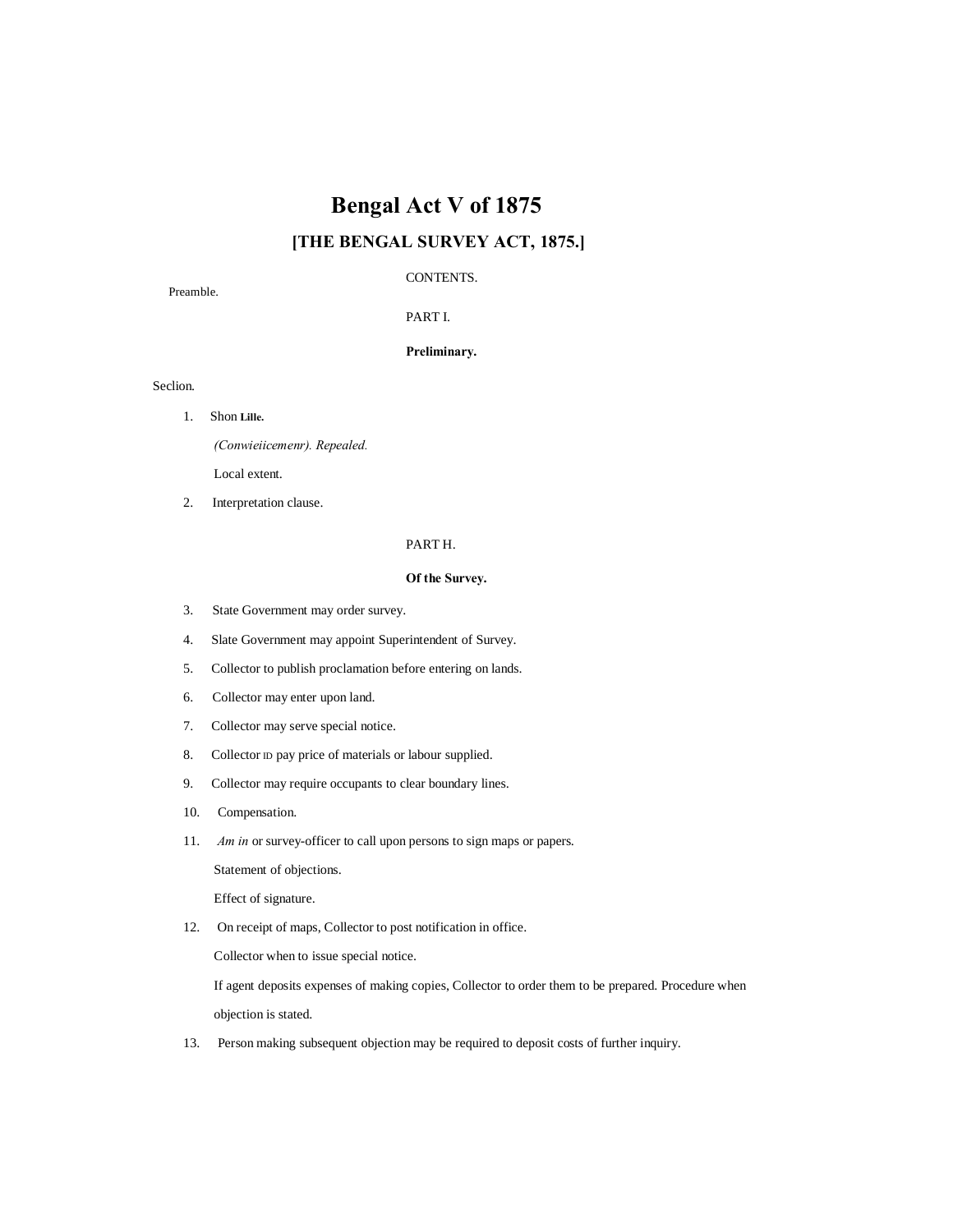# Bengal Act V of 1875

## [THE BENGAL SURVEY ACT, 1875.]

CONTENTS.

Preamble.

PART I.

**Preliminary.**

Seclion.

1. Shon **Lille.**

   *(Conwieiicemenr). Repealed.*

   Local extent.

2. Interpretation clause.

PART H.

**Of the Survey.**

3. State Government may order survey.
4. Slate Government may appoint Superintendent of Survey.
5. Collector to publish proclamation before entering on lands.
6. Collector may enter upon land.
7. Collector may serve special notice.
8. Collector ID pay price of materials or labour supplied.
9. Collector may require occupants to clear boundary lines.
10. Compensation.
11. *Am in* or survey-officer to call upon persons to sign maps or papers.

    Statement of objections.

    Effect of signature.

12. On receipt of maps, Collector to post notification in office.

    Collector when to issue special notice.

    If agent deposits expenses of making copies, Collector to order them to be prepared. Procedure when objection is stated.

13. Person making subsequent objection may be required to deposit costs of further inquiry.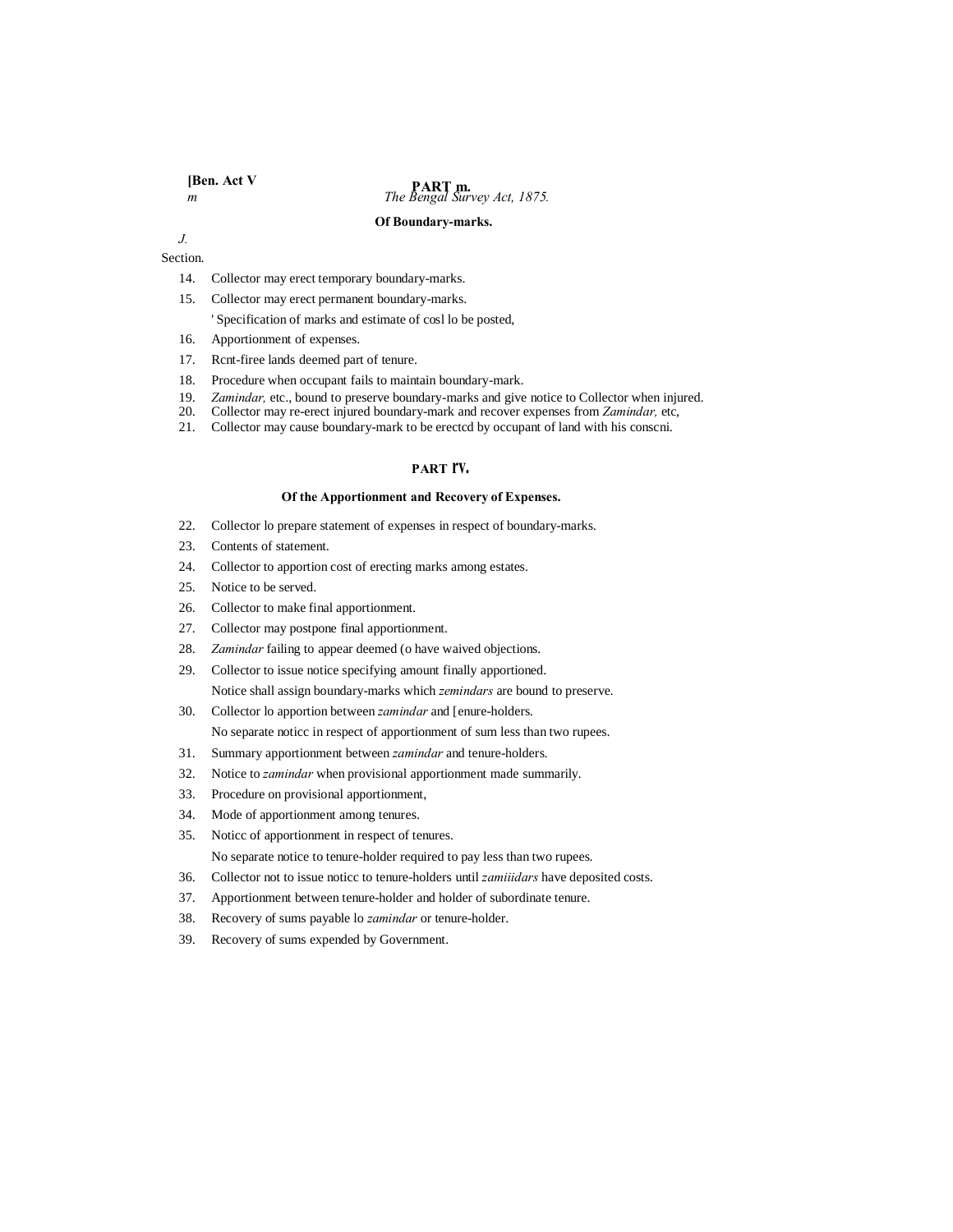## PART III.

### Of Boundary-marks.

Section.

14. Collector may erect temporary boundary-marks.
15. Collector may erect permanent boundary-marks.
    ' Specification of marks and estimate of cosl lo be posted,
16. Apportionment of expenses.
17. Rcnt-firee lands deemed part of tenure.
18. Procedure when occupant fails to maintain boundary-mark.
19. *Zamindar,* etc., bound to preserve boundary-marks and give notice to Collector when injured.
20. Collector may re-erect injured boundary-mark and recover expenses from *Zamindar,* etc,
21. Collector may cause boundary-mark to be erectcd by occupant of land with his conscni.

## PART IV.

### Of the Apportionment and Recovery of Expenses.

22. Collector lo prepare statement of expenses in respect of boundary-marks.
23. Contents of statement.
24. Collector to apportion cost of erecting marks among estates.
25. Notice to be served.
26. Collector to make final apportionment.
27. Collector may postpone final apportionment.
28. *Zamindar* failing to appear deemed (o have waived objections.
29. Collector to issue notice specifying amount finally apportioned.
    Notice shall assign boundary-marks which *zemindars* are bound to preserve.
30. Collector lo apportion between *zamindar* and [enure-holders.
    No separate noticc in respect of apportionment of sum less than two rupees.
31. Summary apportionment between *zamindar* and tenure-holders.
32. Notice to *zamindar* when provisional apportionment made summarily.
33. Procedure on provisional apportionment,
34. Mode of apportionment among tenures.
35. Noticc of apportionment in respect of tenures.
    No separate notice to tenure-holder required to pay less than two rupees.
36. Collector not to issue noticc to tenure-holders until *zamiiidars* have deposited costs.
37. Apportionment between tenure-holder and holder of subordinate tenure.
38. Recovery of sums payable lo *zamindar* or tenure-holder.
39. Recovery of sums expended by Government.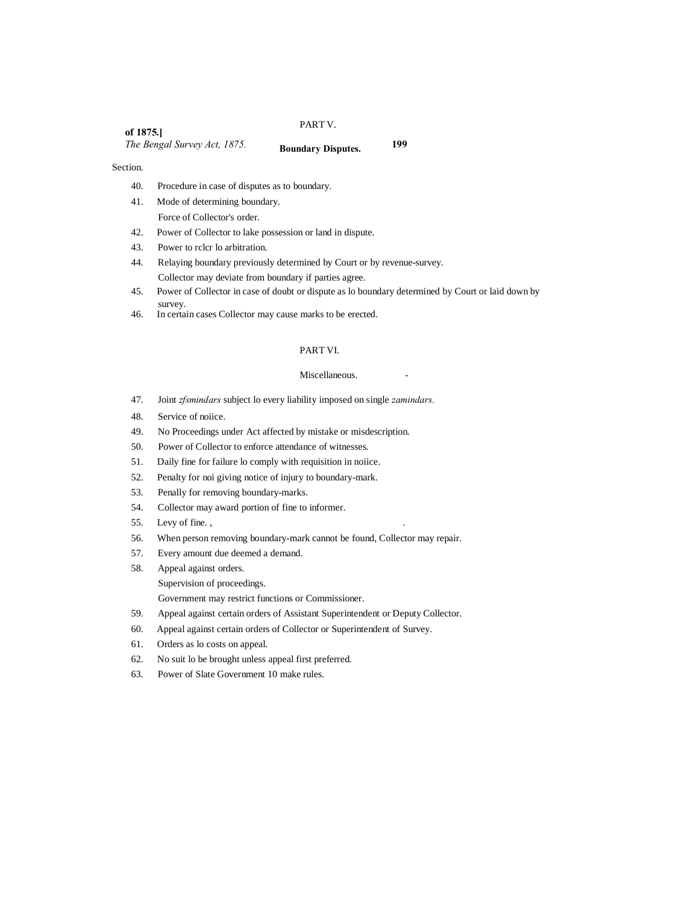## PART V.

### Boundary Disputes.

Section.

40. Procedure in case of disputes as to boundary.
41. Mode of determining boundary.
    Force of Collector's order.
42. Power of Collector to lake possession or land in dispute.
43. Power to rclcr lo arbitration.
44. Relaying boundary previously determined by Court or by revenue-survey.
    Collector may deviate from boundary if parties agree.
45. Power of Collector in case of doubt or dispute as lo boundary determined by Court or laid down by survey.
46. In certain cases Collector may cause marks to be erected.

## PART VI.

### Miscellaneous.

47. Joint *zfsmindars* subject lo every liability imposed on single *zamindars.*
48. Service of noiice.
49. No Proceedings under Act affected by mistake or misdescription.
50. Power of Collector to enforce attendance of witnesses.
51. Daily fine for failure lo comply with requisition in noiice.
52. Penalty for noi giving notice of injury to boundary-mark.
53. Penally for removing boundary-marks.
54. Collector may award portion of fine to informer.
55. Levy of fine.
56. When person removing boundary-mark cannot be found, Collector may repair.
57. Every amount due deemed a demand.
58. Appeal against orders.
    Supervision of proceedings.
    Government may restrict functions or Commissioner.
59. Appeal against certain orders of Assistant Superintendent or Deputy Collector.
60. Appeal against certain orders of Collector or Superintendent of Survey.
61. Orders as lo costs on appeal.
62. No suit lo be brought unless appeal first preferred.
63. Power of Slate Government 10 make rules.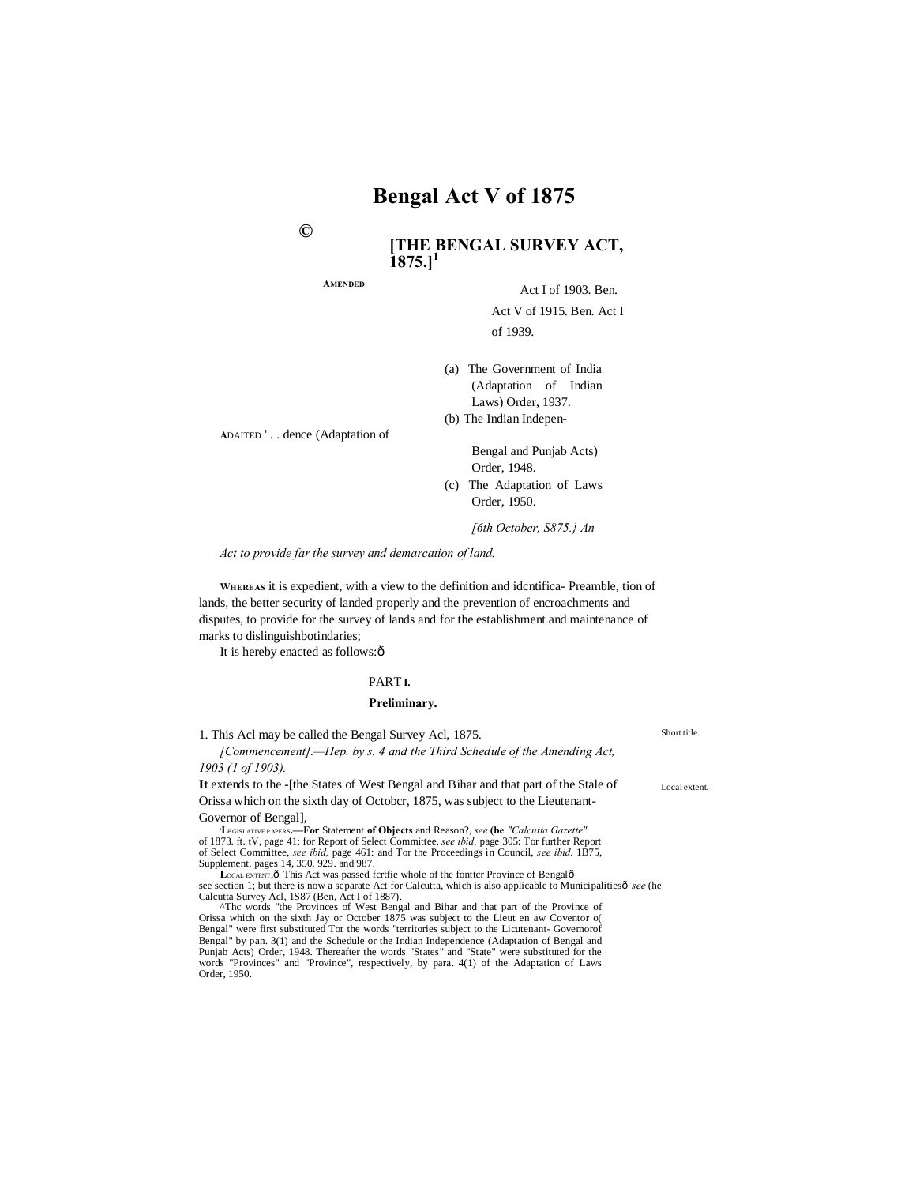# Bengal Act V of 1875

©

## [THE BENGAL SURVEY ACT, 1875.][1]

AMENDED

Act I of 1903. Ben. Act V of 1915. Ben. Act I of 1939.

ADAITED ' . .

(a) The Government of India (Adaptation of Indian Laws) Order, 1937.

(b) The Indian Independence (Adaptation of Bengal and Punjab Acts) Order, 1948.

(c) The Adaptation of Laws Order, 1950.

*[6th October, S875.} An*

*Act to provide far the survey and demarcation of land.*

Preamble.

WHEREAS it is expedient, with a view to the definition and idcntification of lands, the better security of landed properly and the prevention of encroachments and disputes, to provide for the survey of lands and for the establishment and maintenance of marks to dislinguishbotindaries;

It is hereby enacted as follows:ô

PART I.

**Preliminary.**

Short title.

1. This Acl may be called the Bengal Survey Acl, 1875.

*[Commencement].—Hep. by s. 4 and the Third Schedule of the Amending Act, 1903 (1 of 1903).*

Local extent.

**It** extends to the -[the States of West Bengal and Bihar and that part of the Stale of Orissa which on the sixth day of Octobcr, 1875, was subject to the Lieutenant-Governor of Bengal],

[1] LEGISLATIVE PAPERS.—**For** Statement **of Objects** and Reason?, *see* **(be** *"Calcutta Gazette"* of 1873. ft. tV, page 41; for Report of Select Committee, *see ibid,* page 305: Tor further Report of Select Committee, *see ibid,* page 461: and Tor the Proceedings in Council, *see ibid.* 1B75, Supplement, pages 14, 350, 929. and 987.

LOCAL EXTENT,ô This Act was passed fcrtfie whole of the fonttcr Province of Bengalô see section 1; but there is now a separate Act for Calcutta, which is also applicable to Municipalitiesô *see* (he Calcutta Survey Acl, 1S87 (Ben, Act I of 1887).

^Thc words "the Provinces of West Bengal and Bihar and that part of the Province of Orissa which on the sixth Jay or October 1875 was subject to the Lieut en aw Coventor o( Bengal" were first substituted Tor the words "territories subject to the Licutenant- Govemorof Bengal" by pan. 3(1) and the Schedule or the Indian Independence (Adaptation of Bengal and Punjab Acts) Order, 1948. Thereafter the words "States" and "State" were substituted for the words "Provinces" and "Province", respectively, by para. 4(1) of the Adaptation of Laws Order, 1950.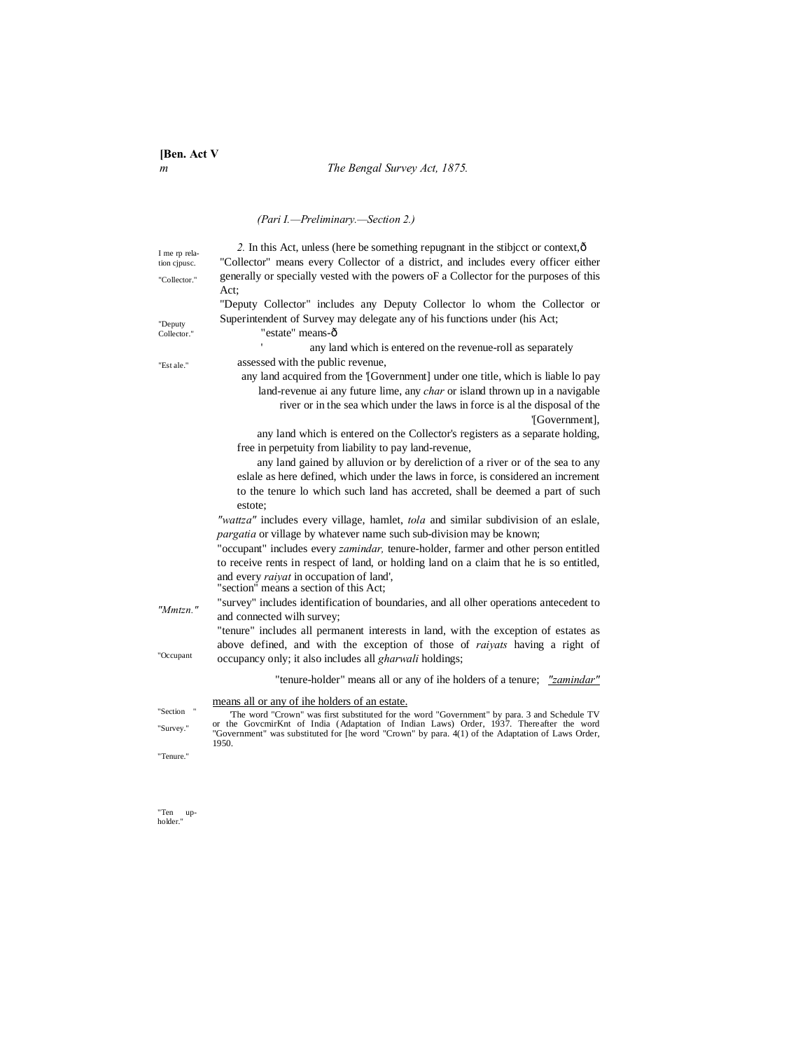(Pari I.—Preliminary.—Section 2.)

I me rp relation cjpusc.

*2.* In this Act, unless (here be something repugnant in the stibjcct or context,ð

"Collector."

"Collector" means every Collector of a district, and includes every officer either generally or specially vested with the powers oF a Collector for the purposes of this Act;

"Deputy Collector."

"Deputy Collector" includes any Deputy Collector lo whom the Collector or Superintendent of Survey may delegate any of his functions under (his Act;

"Est ale."

"estate" means-ð

' any land which is entered on the revenue-roll as separately assessed with the public revenue,

any land acquired from the '[Government] under one title, which is liable lo pay land-revenue ai any future lime, any *char* or island thrown up in a navigable river or in the sea which under the laws in force is al the disposal of the '[Government],

any land which is entered on the Collector's registers as a separate holding, free in perpetuity from liability to pay land-revenue,

any land gained by alluvion or by dereliction of a river or of the sea to any eslale as here defined, which under the laws in force, is considered an increment to the tenure lo which such land has accreted, shall be deemed a part of such estote;

*"Mmtzn."*

*"wattza"* includes every village, hamlet, *tola* and similar subdivision of an eslale, *pargatia* or village by whatever name such sub-division may be known;

"Occupant

"occupant" includes every *zamindar,* tenure-holder, farmer and other person entitled to receive rents in respect of land, or holding land on a claim that he is so entitled, and every *raiyat* in occupation of land',

"Section "

"section" means a section of this Act;

"Survey."

"survey" includes identification of boundaries, and all olher operations antecedent to and connected wilh survey;

"Tenure."

"tenure" includes all permanent interests in land, with the exception of estates as above defined, and with the exception of those of *raiyats* having a right of occupancy only; it also includes all *gharwali* holdings;

"Ten up-holder."

"tenure-holder" means all or any of ihe holders of a tenure; *"zamindar"* means all or any of ihe holders of an estate.

'The word "Crown" was first substituted for the word "Government" by para. 3 and Schedule TV or the GovcmirKnt of India (Adaptation of Indian Laws) Order, 1937. Thereafter the word "Government" was substituted for [he word "Crown" by para. 4(1) of the Adaptation of Laws Order, 1950.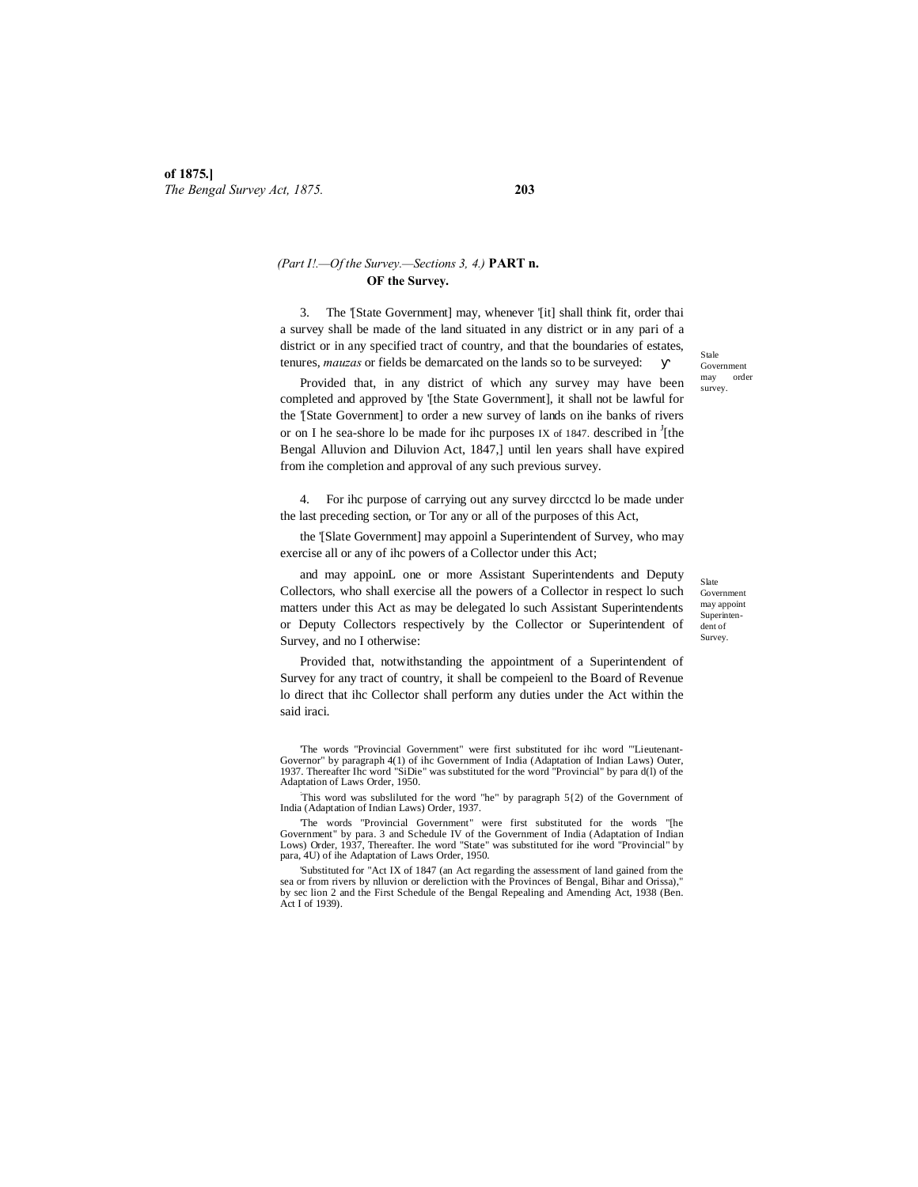(Part I!.—Of the Survey.—Sections 3, 4.) **PART n.**

## OF the Survey.

3. The '[State Government] may, whenever '[it] shall think fit, order thai a survey shall be made of the land situated in any district or in any pari of a district or in any specified tract of country, and that the boundaries of estates, tenures, *mauzas* or fields be demarcated on the lands so to be surveyed:

Stale Government may order survey.

Provided that, in any district of which any survey may have been completed and approved by '[the State Government], it shall not be lawful for the '[State Government] to order a new survey of lands on ihe banks of rivers or on I he sea-shore lo be made for ihc purposes IX of 1847. described in [J][the Bengal Alluvion and Diluvion Act, 1847,] until len years shall have expired from ihe completion and approval of any such previous survey.

4. For ihc purpose of carrying out any survey dircctcd lo be made under the last preceding section, or Tor any or all of the purposes of this Act,

Slate Government may appoint Superintendent of Survey.

the '[Slate Government] may appoinl a Superintendent of Survey, who may exercise all or any of ihc powers of a Collector under this Act;

and may appoinL one or more Assistant Superintendents and Deputy Collectors, who shall exercise all the powers of a Collector in respect lo such matters under this Act as may be delegated lo such Assistant Superintendents or Deputy Collectors respectively by the Collector or Superintendent of Survey, and no I otherwise:

Provided that, notwithstanding the appointment of a Superintendent of Survey for any tract of country, it shall be compeienl to the Board of Revenue lo direct that ihc Collector shall perform any duties under the Act within the said iraci.

'The words "Provincial Government" were first substituted for ihc word "'Lieutenant-Governor" by paragraph 4(1) of ihc Government of India (Adaptation of Indian Laws) Outer, 1937. Thereafter Ihc word "SiDie" was substituted for the word "Provincial" by para d(l) of the Adaptation of Laws Order, 1950.

'This word was subsliluted for the word "he" by paragraph 5{2) of the Government of India (Adaptation of Indian Laws) Order, 1937.

'The words "Provincial Government" were first substituted for the words "[he Government" by para. 3 and Schedule IV of the Government of India (Adaptation of Indian Lows) Order, 1937, Thereafter. Ihe word "State" was substituted for ihe word "Provincial" by para, 4U) of ihe Adaptation of Laws Order, 1950.

'Substituted for "Act IX of 1847 (an Act regarding the assessment of land gained from the sea or from rivers by nlluvion or dereliction with the Provinces of Bengal, Bihar and Orissa)," by sec lion 2 and the First Schedule of the Bengal Repealing and Amending Act, 1938 (Ben. Act I of 1939).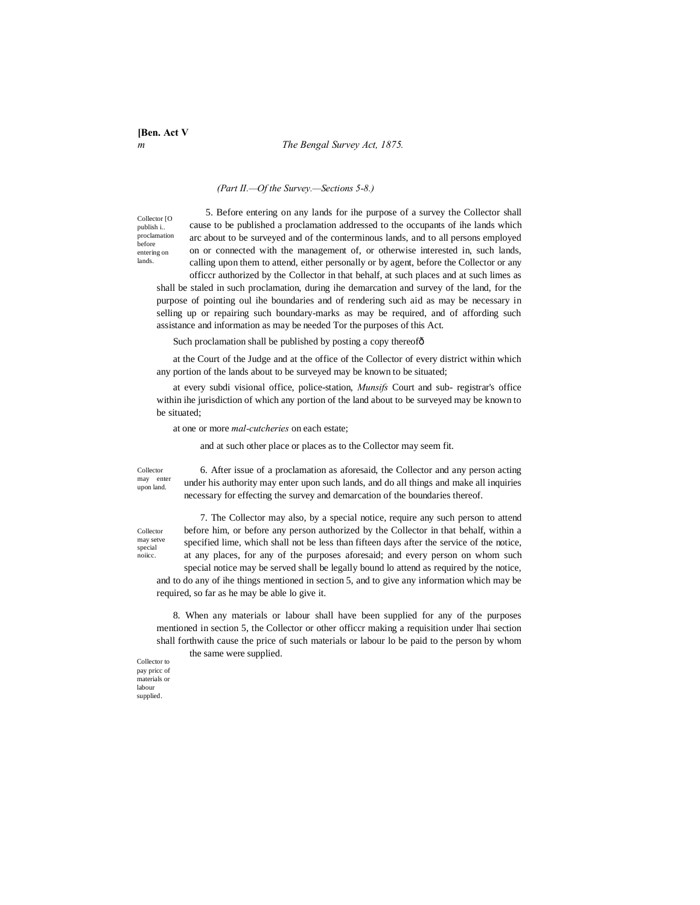*(Part II.—Of the Survey.—Sections 5-8.)*

Collector [O publish i.. proclamation before entering on lands.

5. Before entering on any lands for ihe purpose of a survey the Collector shall cause to be published a proclamation addressed to the occupants of ihe lands which arc about to be surveyed and of the conterminous lands, and to all persons employed on or connected with the management of, or otherwise interested in, such lands, calling upon them to attend, either personally or by agent, before the Collector or any officcr authorized by the Collector in that behalf, at such places and at such limes as shall be staled in such proclamation, during ihe demarcation and survey of the land, for the purpose of pointing oul ihe boundaries and of rendering such aid as may be necessary in selling up or repairing such boundary-marks as may be required, and of affording such assistance and information as may be needed Tor the purposes of this Act.

Such proclamation shall be published by posting a copy thereofô

at the Court of the Judge and at the office of the Collector of every district within which any portion of the lands about to be surveyed may be known to be situated;

at every subdi visional office, police-station, *Munsifs* Court and sub- registrar's office within ihe jurisdiction of which any portion of the land about to be surveyed may be known to be situated;

at one or more *mal-cutcheries* on each estate;

and at such other place or places as to the Collector may seem fit.

Collector may enter upon land.

6. After issue of a proclamation as aforesaid, the Collector and any person acting under his authority may enter upon such lands, and do all things and make all inquiries necessary for effecting the survey and demarcation of the boundaries thereof.

Collector may setve special noiicc.

7. The Collector may also, by a special notice, require any such person to attend before him, or before any person authorized by the Collector in that behalf, within a specified lime, which shall not be less than fifteen days after the service of the notice, at any places, for any of the purposes aforesaid; and every person on whom such special notice may be served shall be legally bound lo attend as required by the notice, and to do any of ihe things mentioned in section 5, and to give any information which may be required, so far as he may be able lo give it.

Collector to pay pricc of materials or labour supplied.

8. When any materials or labour shall have been supplied for any of the purposes mentioned in section 5, the Collector or other officcr making a requisition under lhai section shall forthwith cause the price of such materials or labour lo be paid to the person by whom the same were supplied.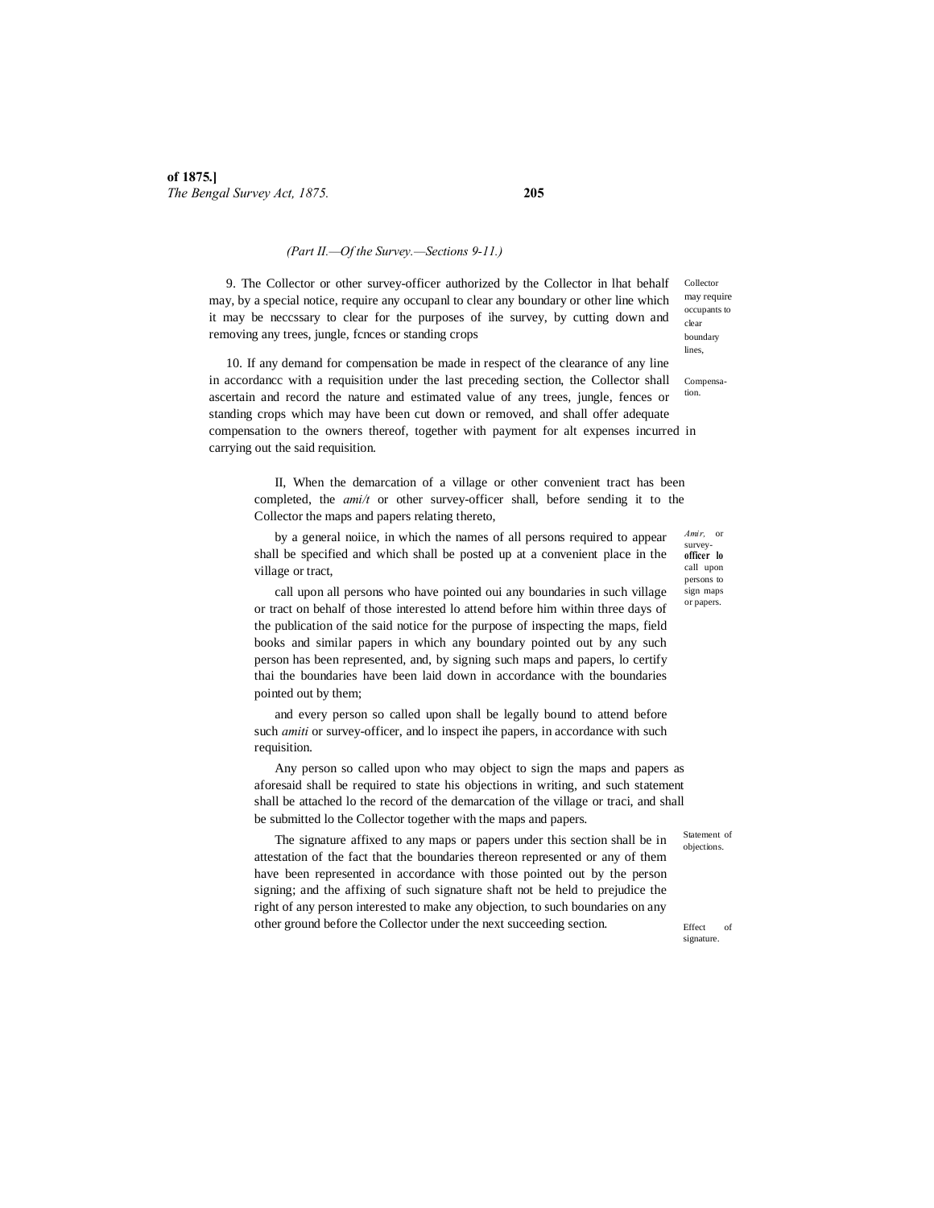*(Part II.—Of the Survey.—Sections 9-11.)*

**Collector may require occupants to clear boundary lines,**

9. The Collector or other survey-officer authorized by the Collector in lhat behalf may, by a special notice, require any occupanl to clear any boundary or other line which it may be neccssary to clear for the purposes of ihe survey, by cutting down and removing any trees, jungle, fcnces or standing crops

**Compensation.**

10. If any demand for compensation be made in respect of the clearance of any line in accordancc with a requisition under the last preceding section, the Collector shall ascertain and record the nature and estimated value of any trees, jungle, fences or standing crops which may have been cut down or removed, and shall offer adequate compensation to the owners thereof, together with payment for alt expenses incurred in carrying out the said requisition.

**Amir, or survey-officer lo call upon persons to sign maps or papers.**

II, When the demarcation of a village or other convenient tract has been completed, the *ami/t* or other survey-officer shall, before sending it to the Collector the maps and papers relating thereto,

by a general noiice, in which the names of all persons required to appear shall be specified and which shall be posted up at a convenient place in the village or tract,

call upon all persons who have pointed oui any boundaries in such village or tract on behalf of those interested lo attend before him within three days of the publication of the said notice for the purpose of inspecting the maps, field books and similar papers in which any boundary pointed out by any such person has been represented, and, by signing such maps and papers, lo certify thai the boundaries have been laid down in accordance with the boundaries pointed out by them;

and every person so called upon shall be legally bound to attend before such *amiti* or survey-officer, and lo inspect ihe papers, in accordance with such requisition.

**Statement of objections.**

Any person so called upon who may object to sign the maps and papers as aforesaid shall be required to state his objections in writing, and such statement shall be attached lo the record of the demarcation of the village or traci, and shall be submitted lo the Collector together with the maps and papers.

**Effect of signature.**

The signature affixed to any maps or papers under this section shall be in attestation of the fact that the boundaries thereon represented or any of them have been represented in accordance with those pointed out by the person signing; and the affixing of such signature shaft not be held to prejudice the right of any person interested to make any objection, to such boundaries on any other ground before the Collector under the next succeeding section.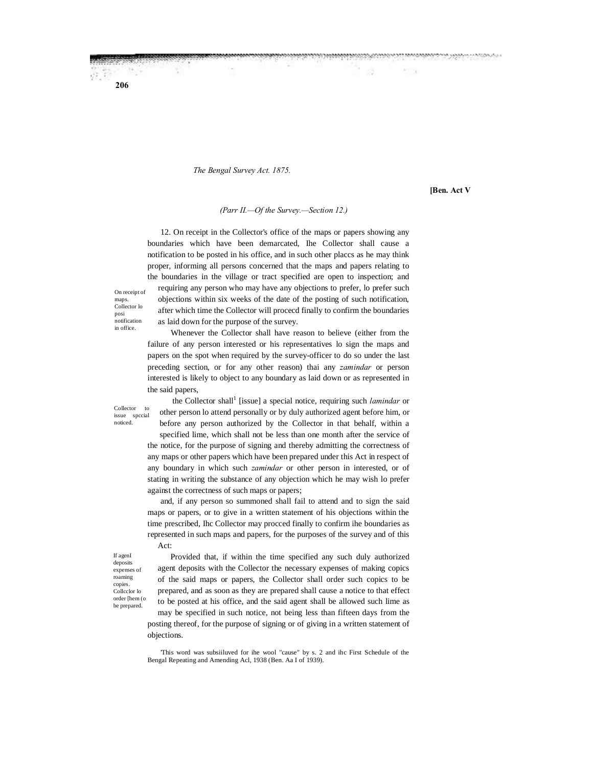(Parr II.—Of the Survey.—Section 12.)

On receipt of maps. Collector lo posi notification in office.

12. On receipt in the Collector's office of the maps or papers showing any boundaries which have been demarcated, Ihe Collector shall cause a notification to be posted in his office, and in such other placcs as he may think proper, informing all persons concerned that the maps and papers relating to the boundaries in the village or tract specified are open to inspection; and requiring any person who may have any objections to prefer, lo prefer such objections within six weeks of the date of the posting of such notification, after which time the Collector will procecd finally to confirm the boundaries as laid down for the purpose of the survey.

Collector to issue spccial noticed.

Whenever the Collector shall have reason to believe (either from the failure of any person interested or his representatives lo sign the maps and papers on the spot when required by the survey-officer to do so under the last preceding section, or for any other reason) thai any *zamindar* or person interested is likely to object to any boundary as laid down or as represented in the said papers,

the Collector shall[1] [issue] a special notice, requiring such *lamindar* or other person lo attend personally or by duly authorized agent before him, or before any person authorized by the Collector in that behalf, within a specified lime, which shall not be less than one month after the service of the notice, for the purpose of signing and thereby admitting the correctness of any maps or other papers which have been prepared under this Act in respect of any boundary in which such *zamindar* or other person in interested, or of stating in writing the substance of any objection which he may wish lo prefer against the correctness of such maps or papers;

and, if any person so summoned shall fail to attend and to sign the said maps or papers, or to give in a written statement of his objections within the time prescribed, Ihc Collector may procced finally to confirm ihe boundaries as represented in such maps and papers, for the purposes of the survey and of this Act:

If agenI deposits expenses of roaming copies. Collcclor lo order [hem (o be prepared.

Provided that, if within the time specified any such duly authorized agent deposits with the Collector the necessary expenses of making copics of the said maps or papers, the Collector shall order such copics to be prepared, and as soon as they are prepared shall cause a notice to that effect to be posted at his office, and the said agent shall be allowed such lime as may be specified in such notice, not being less than fifteen days from the posting thereof, for the purpose of signing or of giving in a written statement of objections.

[1]This word was subsiiluved for ihe wool "cause" by s. 2 and ihc First Schedule of the Bengal Repeating and Amending Acl, 1938 (Ben. Aa I of 1939).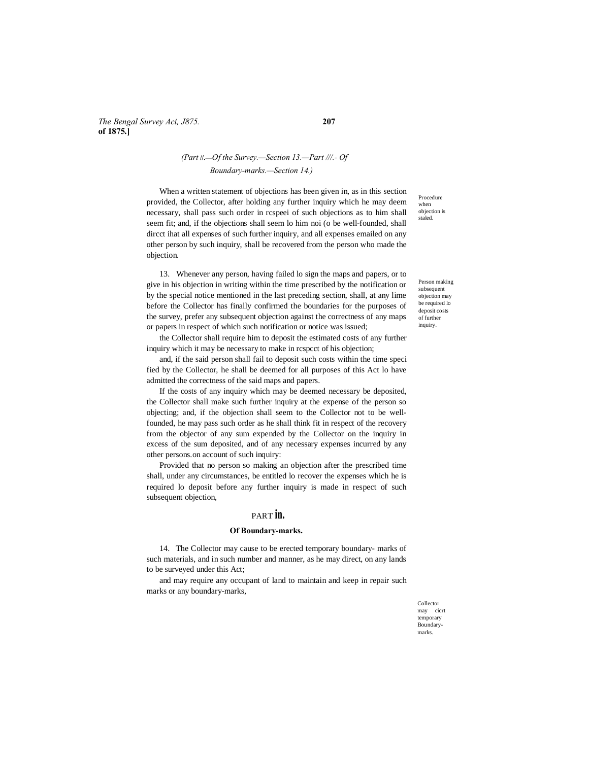(Part II.—Of the Survey.—Section 13.—Part III.- Of Boundary-marks.—Section 14.)

When a written statement of objections has been given in, as in this section provided, the Collector, after holding any further inquiry which he may deem necessary, shall pass such order in rcspeei of such objections as to him shall seem fit; and, if the objections shall seem lo him noi (o be well-founded, shall dircct ihat all expenses of such further inquiry, and all expenses emailed on any other person by such inquiry, shall be recovered from the person who made the objection.

Procedure when objection is staled.

13. Whenever any person, having failed lo sign the maps and papers, or to give in his objection in writing within the time prescribed by the notification or by the special notice mentioned in the last preceding section, shall, at any lime before the Collector has finally confirmed the boundaries for the purposes of the survey, prefer any subsequent objection against the correctness of any maps or papers in respect of which such notification or notice was issued;

Person making subsequent objection may be required lo deposit costs of further inquiry.

the Collector shall require him to deposit the estimated costs of any further inquiry which it may be necessary to make in rcspcct of his objection;

and, if the said person shall fail to deposit such costs within the time specified by the Collector, he shall be deemed for all purposes of this Act lo have admitted the correctness of the said maps and papers.

If the costs of any inquiry which may be deemed necessary be deposited, the Collector shall make such further inquiry at the expense of the person so objecting; and, if the objection shall seem to the Collector not to be well-founded, he may pass such order as he shall think fit in respect of the recovery from the objector of any sum expended by the Collector on the inquiry in excess of the sum deposited, and of any necessary expenses incurred by any other persons.on account of such inquiry:

Provided that no person so making an objection after the prescribed time shall, under any circumstances, be entitled lo recover the expenses which he is required lo deposit before any further inquiry is made in respect of such subsequent objection,

## PART III.

### Of Boundary-marks.

Collector may cicrt temporary Boundary-marks.

14. The Collector may cause to be erected temporary boundary- marks of such materials, and in such number and manner, as he may direct, on any lands to be surveyed under this Act;

and may require any occupant of land to maintain and keep in repair such marks or any boundary-marks,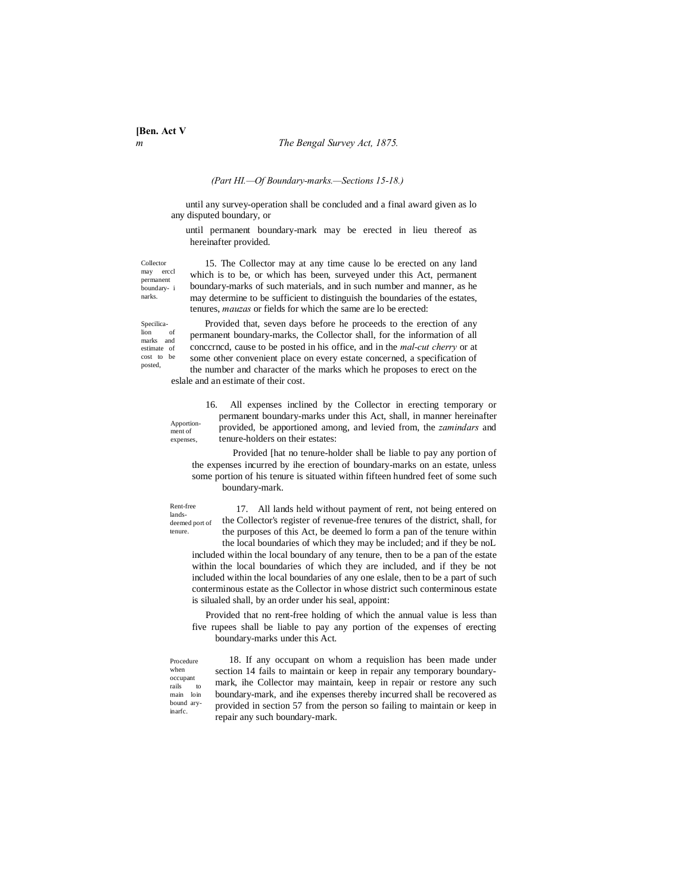(Part HI.—Of Boundary-marks.—Sections 15-18.)

until any survey-operation shall be concluded and a final award given as lo any disputed boundary, or

until permanent boundary-mark may be erected in lieu thereof as hereinafter provided.

Collector may ercct permanent boundary- i narks.

15. The Collector may at any time cause lo be erected on any land which is to be, or which has been, surveyed under this Act, permanent boundary-marks of such materials, and in such number and manner, as he may determine to be sufficient to distinguish the boundaries of the estates, tenures, *mauzas* or fields for which the same are lo be erected:

Specilica-lion of marks and estimate of cost to be posted,

Provided that, seven days before he proceeds to the erection of any permanent boundary-marks, the Collector shall, for the information of all conccrncd, cause to be posted in his office, and in the *mal-cut cherry* or at some other convenient place on every estate concerned, a specification of the number and character of the marks which he proposes to erect on the eslale and an estimate of their cost.

Apportion-ment of expenses,

16. All expenses inclined by the Collector in erecting temporary or permanent boundary-marks under this Act, shall, in manner hereinafter provided, be apportioned among, and levied from, the *zamindars* and tenure-holders on their estates:

Provided [hat no tenure-holder shall be liable to pay any portion of the expenses incurred by ihe erection of boundary-marks on an estate, unless some portion of his tenure is situated within fifteen hundred feet of some such boundary-mark.

Rent-free lands-deemed port of tenure.

17. All lands held without payment of rent, not being entered on the Collector's register of revenue-free tenures of the district, shall, for the purposes of this Act, be deemed lo form a pan of the tenure within the local boundaries of which they may be included; and if they be noL included within the local boundary of any tenure, then to be a pan of the estate within the local boundaries of which they are included, and if they be not included within the local boundaries of any one eslale, then to be a part of such conterminous estate as the Collector in whose district such conterminous estate is silualed shall, by an order under his seal, appoint:

Provided that no rent-free holding of which the annual value is less than five rupees shall be liable to pay any portion of the expenses of erecting boundary-marks under this Act.

Procedure when occupant rails to main loin bound ary-inarfc.

18. If any occupant on whom a requislion has been made under section 14 fails to maintain or keep in repair any temporary boundary-mark, ihe Collector may maintain, keep in repair or restore any such boundary-mark, and ihe expenses thereby incurred shall be recovered as provided in section 57 from the person so failing to maintain or keep in repair any such boundary-mark.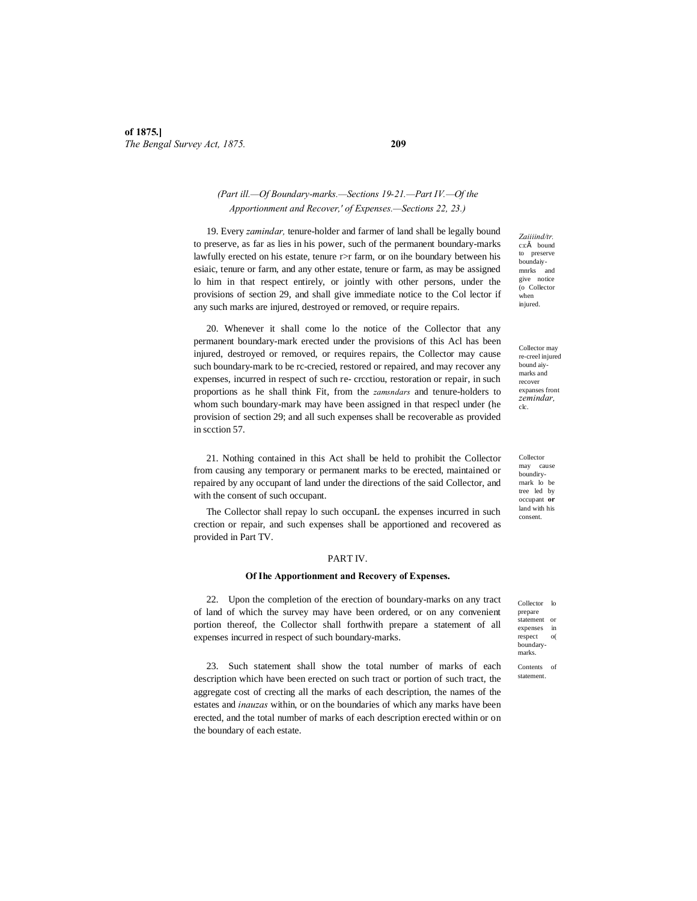*(Part ill.—Of Boundary-marks.—Sections 19-21.—Part IV.—Of the Apportionment and Recover,' of Expenses.—Sections 22, 23.)*

*Zaiiind/tr.* c:cÄ bound to preserve boundaiy-mnrks and give notice (o Collector when injured.

19. Every *zamindar,* tenure-holder and farmer of land shall be legally bound to preserve, as far as lies in his power, such of the permanent boundary-marks lawfully erected on his estate, tenure r>r farm, or on ihe boundary between his esiaic, tenure or farm, and any other estate, tenure or farm, as may be assigned lo him in that respect entirely, or jointly with other persons, under the provisions of section 29, and shall give immediate notice to the Col lector if any such marks are injured, destroyed or removed, or require repairs.

Collector may re-creel injured bound aiy-marks and recover expanses front *zemindar,* clc.

20. Whenever it shall come lo the notice of the Collector that any permanent boundary-mark erected under the provisions of this Acl has been injured, destroyed or removed, or requires repairs, the Collector may cause such boundary-mark to be rc-crecied, restored or repaired, and may recover any expenses, incurred in respect of such re- crcctiou, restoration or repair, in such proportions as he shall think Fit, from the *zamsndars* and tenure-holders to whom such boundary-mark may have been assigned in that respecl under (he provision of section 29; and all such expenses shall be recoverable as provided in scction 57.

Collector may cause boundiry-rnark lo be tree led by occupant **or** land with his consent.

21. Nothing contained in this Act shall be held to prohibit the Collector from causing any temporary or permanent marks to be erected, maintained or repaired by any occupant of land under the directions of the said Collector, and with the consent of such occupant.

The Collector shall repay lo such occupanL the expenses incurred in such crection or repair, and such expenses shall be apportioned and recovered as provided in Part TV.

## PART IV.

### Of Ihe Apportionment and Recovery of Expenses.

Collector lo prepare statement or expenses in respect o( boundary-marks.

22. Upon the completion of the erection of boundary-marks on any tract of land of which the survey may have been ordered, or on any convenient portion thereof, the Collector shall forthwith prepare a statement of all expenses incurred in respect of such boundary-marks.

Contents of statement.

23. Such statement shall show the total number of marks of each description which have been erected on such tract or portion of such tract, the aggregate cost of crecting all the marks of each description, the names of the estates and *inauzas* within, or on the boundaries of which any marks have been erected, and the total number of marks of each description erected within or on the boundary of each estate.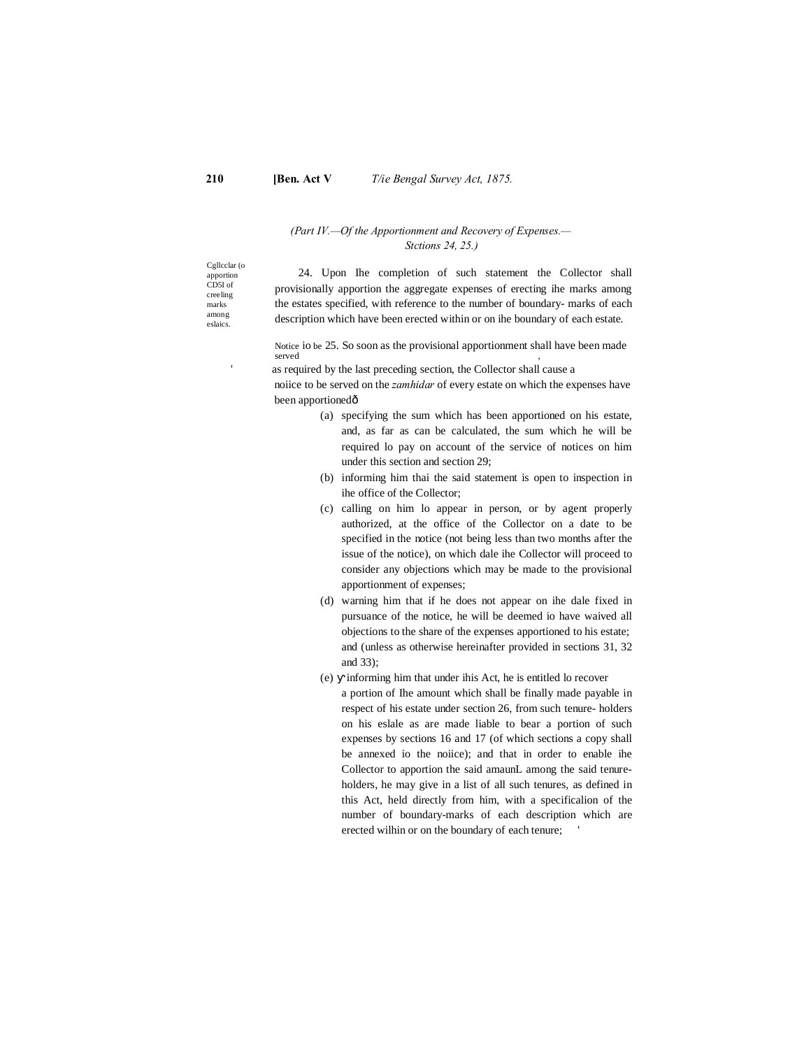*(Part IV.—Of the Apportionment and Recovery of Expenses.— Stctions 24, 25.)*

Cgllcclar (o apportion CD5I of creeling marks among eslaics.

24. Upon Ihe completion of such statement the Collector shall provisionally apportion the aggregate expenses of erecting ihe marks among the estates specified, with reference to the number of boundary- marks of each description which have been erected within or on ihe boundary of each estate.

Notice io be served

25. So soon as the provisional apportionment shall have been made as required by the last preceding section, the Collector shall cause a noiice to be served on the *zamhidar* of every estate on which the expenses have been apportionedð

(a) specifying the sum which has been apportioned on his estate, and, as far as can be calculated, the sum which he will be required lo pay on account of the service of notices on him under this section and section 29;

(b) informing him thai the said statement is open to inspection in ihe office of the Collector;

(c) calling on him lo appear in person, or by agent properly authorized, at the office of the Collector on a date to be specified in the notice (not being less than two months after the issue of the notice), on which dale ihe Collector will proceed to consider any objections which may be made to the provisional apportionment of expenses;

(d) warning him that if he does not appear on ihe dale fixed in pursuance of the notice, he will be deemed io have waived all objections to the share of the expenses apportioned to his estate; and (unless as otherwise hereinafter provided in sections 31, 32 and 33);

(e) informing him that under ihis Act, he is entitled lo recover a portion of Ihe amount which shall be finally made payable in respect of his estate under section 26, from such tenure- holders on his eslale as are made liable to bear a portion of such expenses by sections 16 and 17 (of which sections a copy shall be annexed io the noiice); and that in order to enable ihe Collector to apportion the said amaunL among the said tenure-holders, he may give in a list of all such tenures, as defined in this Act, held directly from him, with a specificalion of the number of boundary-marks of each description which are erected wilhin or on the boundary of each tenure;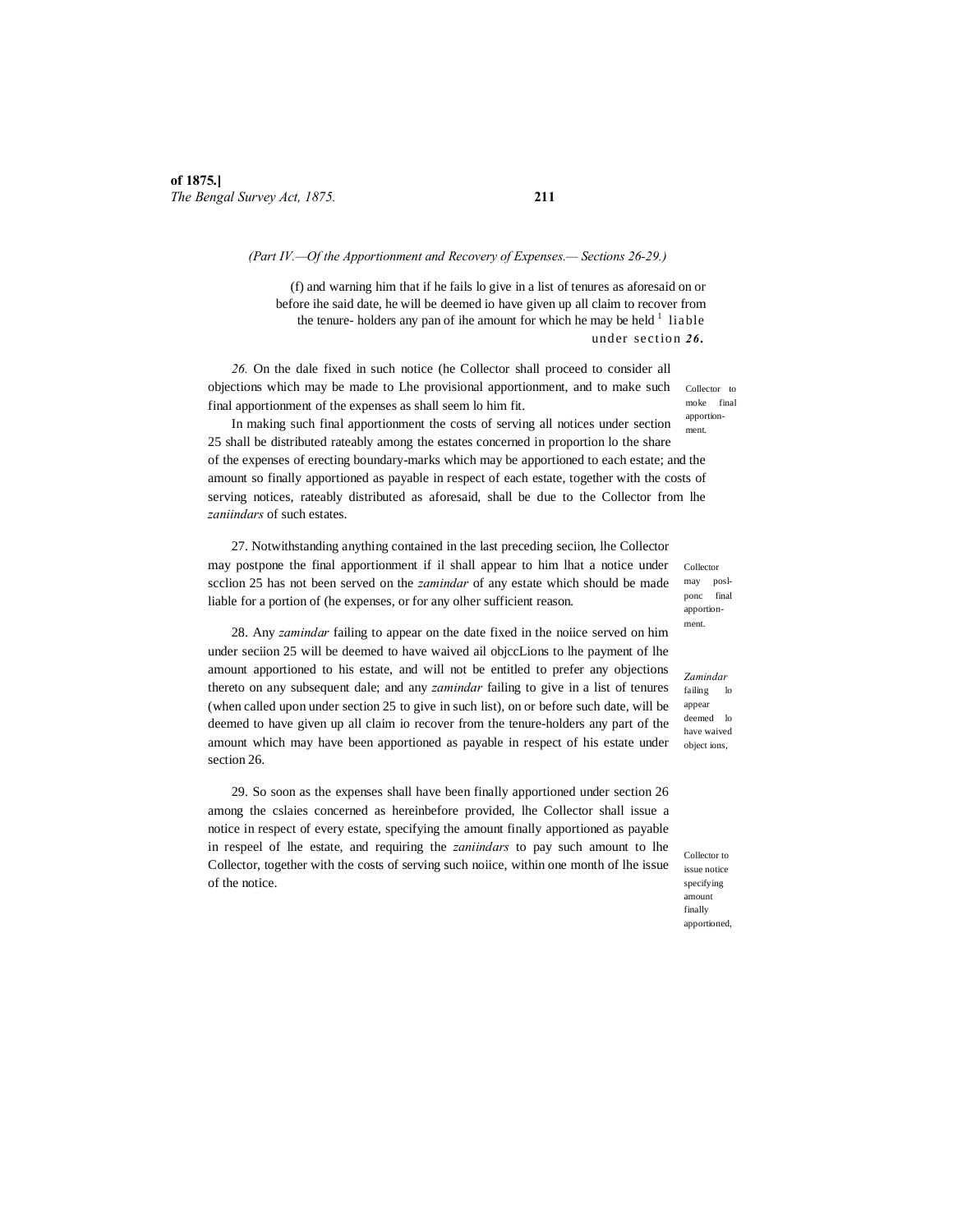(Part IV.—Of the Apportionment and Recovery of Expenses.— Sections 26-29.)

(f) and warning him that if he fails lo give in a list of tenures as aforesaid on or before ihe said date, he will be deemed io have given up all claim to recover from the tenure- holders any pan of ihe amount for which he may be held [1] liable under section *26.*

Collector to moke final apportionment.

*26.* On the dale fixed in such notice (he Collector shall proceed to consider all objections which may be made to Lhe provisional apportionment, and to make such final apportionment of the expenses as shall seem lo him fit.

In making such final apportionment the costs of serving all notices under section 25 shall be distributed rateably among the estates concerned in proportion lo the share of the expenses of erecting boundary-marks which may be apportioned to each estate; and the amount so finally apportioned as payable in respect of each estate, together with the costs of serving notices, rateably distributed as aforesaid, shall be due to the Collector from lhe *zaniindars* of such estates.

Collector may posl-ponc final apportionment.

27. Notwithstanding anything contained in the last preceding seciion, lhe Collector may postpone the final apportionment if il shall appear to him lhat a notice under scclion 25 has not been served on the *zamindar* of any estate which should be made liable for a portion of (he expenses, or for any olher sufficient reason.

*Zamindar* failing lo appear deemed lo have waived object ions,

28. Any *zamindar* failing to appear on the date fixed in the noiice served on him under seciion 25 will be deemed to have waived ail objccLions to lhe payment of lhe amount apportioned to his estate, and will not be entitled to prefer any objections thereto on any subsequent dale; and any *zamindar* failing to give in a list of tenures (when called upon under section 25 to give in such list), on or before such date, will be deemed to have given up all claim io recover from the tenure-holders any part of the amount which may have been apportioned as payable in respect of his estate under section 26.

Collector to issue notice specifying amount finally apportioned,

29. So soon as the expenses shall have been finally apportioned under section 26 among the cslaies concerned as hereinbefore provided, lhe Collector shall issue a notice in respect of every estate, specifying the amount finally apportioned as payable in respeel of lhe estate, and requiring the *zaniindars* to pay such amount to lhe Collector, together with the costs of serving such noiice, within one month of lhe issue of the notice.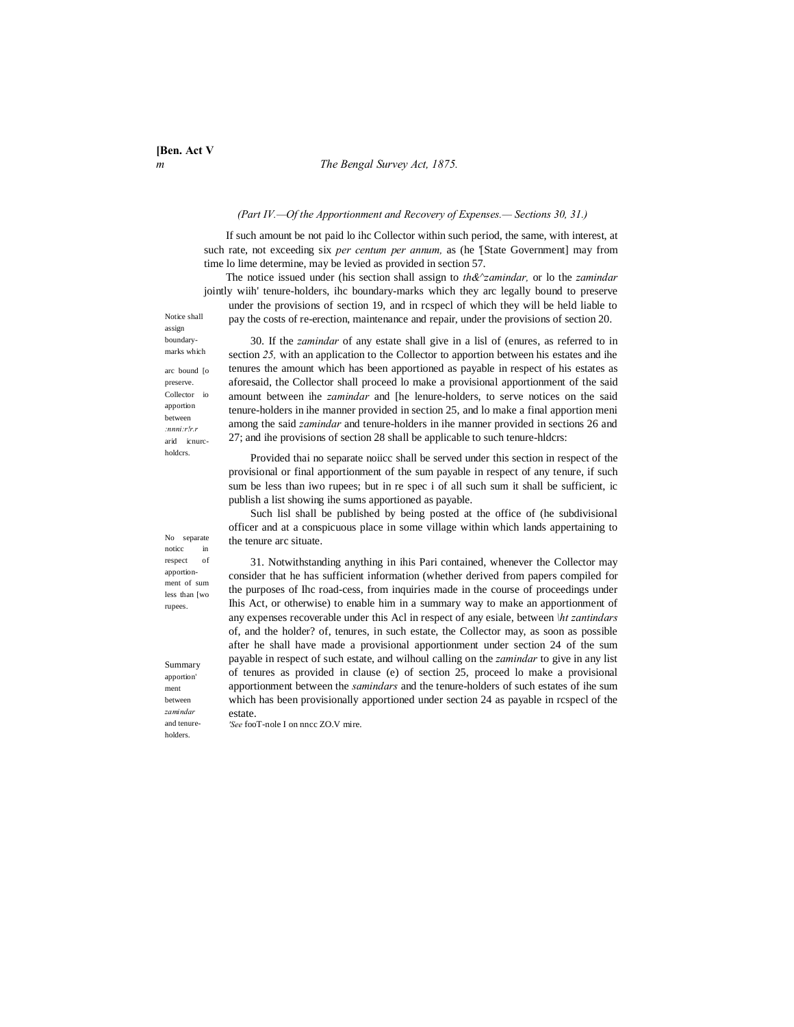*(Part IV.—Of the Apportionment and Recovery of Expenses.— Sections 30, 31.)*

If such amount be not paid lo ihc Collector within such period, the same, with interest, at such rate, not exceeding six *per centum per annum,* as (he '[State Government] may from time lo lime determine, may be levied as provided in section 57.

The notice issued under (his section shall assign to *th&^zamindar,* or lo the *zamindar* jointly wiih' tenure-holders, ihc boundary-marks which they arc legally bound to preserve under the provisions of section 19, and in rcspecl of which they will be held liable to pay the costs of re-erection, maintenance and repair, under the provisions of section 20.

Notice shall assign boundary-marks which arc bound [o preserve.

Collector io apportion between *:nnni:r!r.r* arid icnurc-holdcrs.

30. If the *zamindar* of any estate shall give in a lisl of (enures, as referred to in section *25,* with an application to the Collector to apportion between his estates and ihe tenures the amount which has been apportioned as payable in respect of his estates as aforesaid, the Collector shall proceed lo make a provisional apportionment of the said amount between ihe *zamindar* and [he lenure-holders, to serve notices on the said tenure-holders in ihe manner provided in section 25, and lo make a final apportion meni among the said *zamindar* and tenure-holders in ihe manner provided in sections 26 and 27; and ihe provisions of section 28 shall be applicable to such tenure-hldcrs:

No separate noticc in respect of apportion-ment of sum less than [wo rupees.

Provided thai no separate noiicc shall be served under this section in respect of the provisional or final apportionment of the sum payable in respect of any tenure, if such sum be less than iwo rupees; but in re spec i of all such sum it shall be sufficient, ic publish a list showing ihe sums apportioned as payable.

Such lisl shall be published by being posted at the office of (he subdivisional officer and at a conspicuous place in some village within which lands appertaining to the tenure arc situate.

Summary apportion' ment between *zamindar* and tenure-holders.

31. Notwithstanding anything in ihis Pari contained, whenever the Collector may consider that he has sufficient information (whether derived from papers compiled for the purposes of Ihc road-cess, from inquiries made in the course of proceedings under Ihis Act, or otherwise) to enable him in a summary way to make an apportionment of any expenses recoverable under this Acl in respect of any esiale, between *\ht zantindars* of, and the holder? of, tenures, in such estate, the Collector may, as soon as possible after he shall have made a provisional apportionment under section 24 of the sum payable in respect of such estate, and wilhoul calling on the *zamindar* to give in any list of tenures as provided in clause (e) of section 25, proceed lo make a provisional apportionment between the *samindars* and the tenure-holders of such estates of ihe sum which has been provisionally apportioned under section 24 as payable in rcspecl of the estate.

*'See* fooT-nole I on nncc ZO.V mire.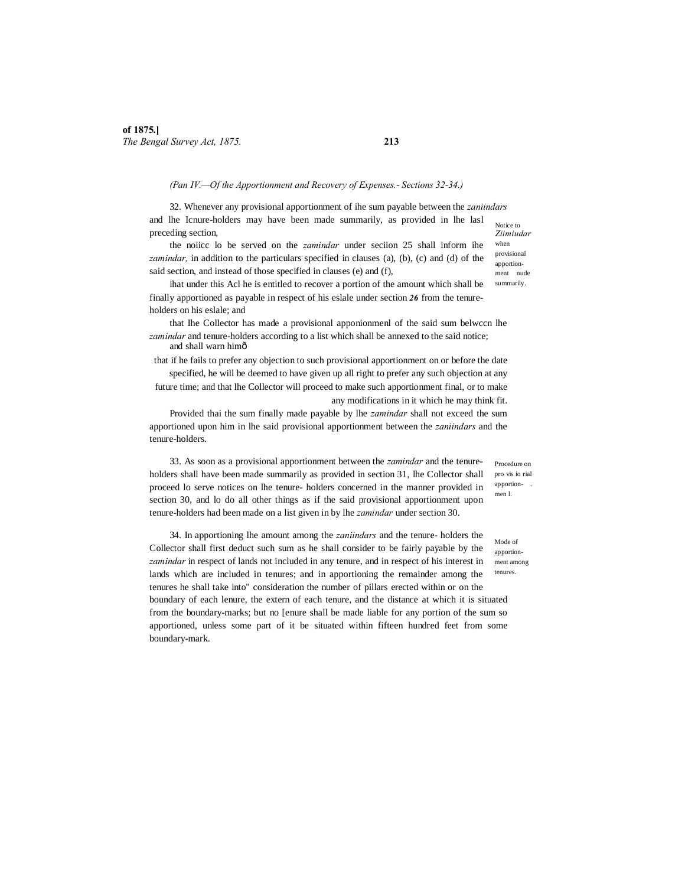(Pan IV.—Of the Apportionment and Recovery of Expenses.- Sections 32-34.)

32. Whenever any provisional apportionment of ihe sum payable between the *zaniindars* and lhe Icnure-holders may have been made summarily, as provided in lhe lasl preceding section,

Notice to *Ziimiudar* when provisional apportion-ment nude summarily.

the noiicc lo be served on the *zamindar* under seciion 25 shall inform ihe *zamindar,* in addition to the particulars specified in clauses (a), (b), (c) and (d) of the said section, and instead of those specified in clauses (e) and (f),

ihat under this Acl he is entitled to recover a portion of the amount which shall be finally apportioned as payable in respect of his eslale under section ***26*** from the tenure-holders on his eslale; and

that Ihe Collector has made a provisional apponionmenl of the said sum belwccn lhe *zamindar* and tenure-holders according to a list which shall be annexed to the said notice;

and shall warn himð

that if he fails to prefer any objection to such provisional apportionment on or before the date specified, he will be deemed to have given up all right to prefer any such objection at any future time; and that lhe Collector will proceed to make such apportionment final, or to make any modifications in it which he may think fit.

Provided thai the sum finally made payable by lhe *zamindar* shall not exceed the sum apportioned upon him in lhe said provisional apportionment between the *zaniindars* and the tenure-holders.

Procedure on pro vis io rial apportion- . men l.

33. As soon as a provisional apportionment between the *zamindar* and the tenure-holders shall have been made summarily as provided in section 31, lhe Collector shall proceed lo serve notices on lhe tenure- holders concerned in the manner provided in section 30, and lo do all other things as if the said provisional apportionment upon tenure-holders had been made on a list given in by lhe *zamindar* under section 30.

Mode of apportion-ment among tenures.

34. In apportioning lhe amount among the *zaniindars* and the tenure- holders the Collector shall first deduct such sum as he shall consider to be fairly payable by the *zamindar* in respect of lands not included in any tenure, and in respect of his interest in lands which are included in tenures; and in apportioning the remainder among the tenures he shall take into" consideration the number of pillars erected within or on the boundary of each lenure, the extern of each tenure, and the distance at which it is situated from the boundary-marks; but no [enure shall be made liable for any portion of the sum so apportioned, unless some part of it be situated within fifteen hundred feet from some boundary-mark.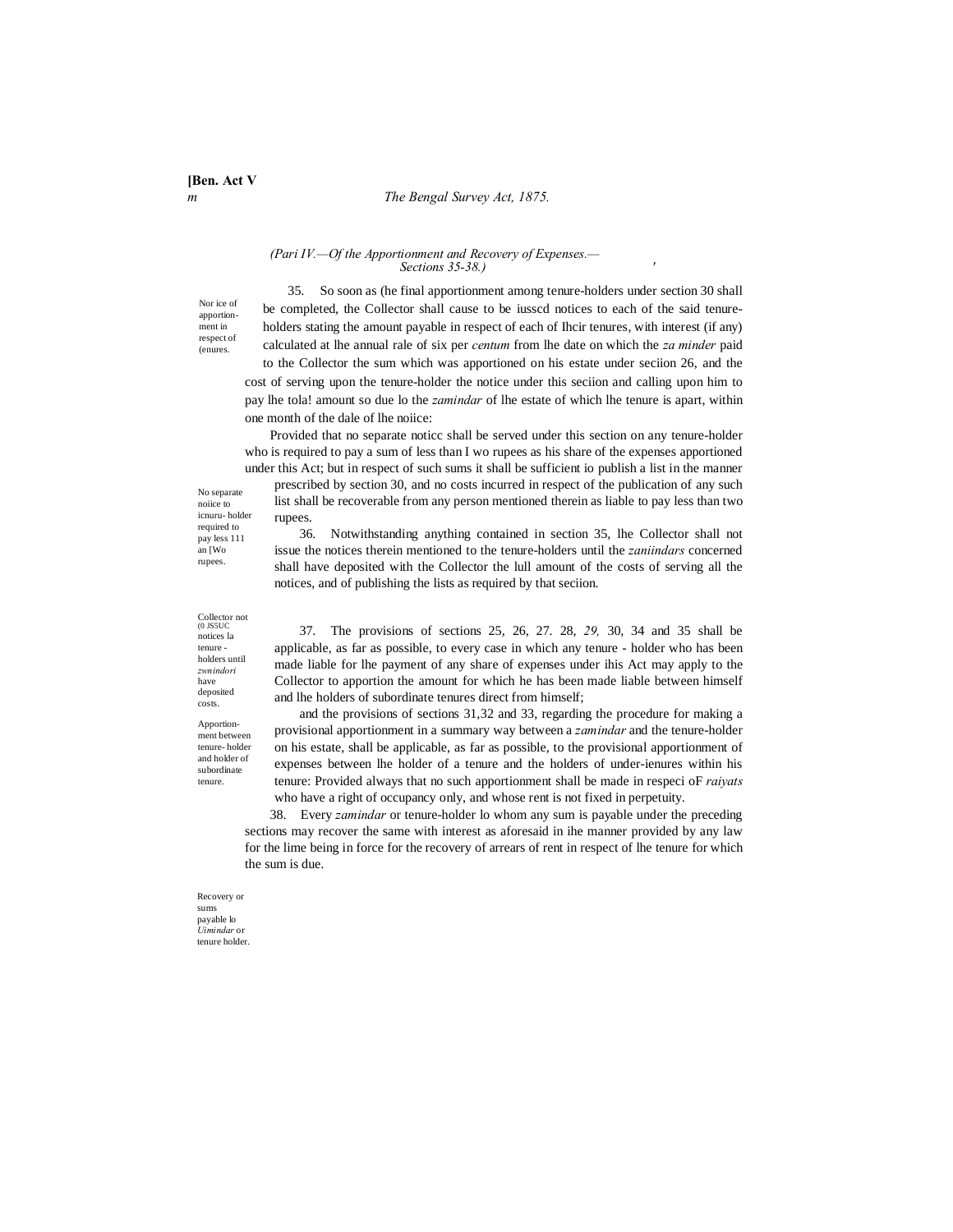(Pari IV.—Of the Apportionment and Recovery of Expenses.— Sections 35-38.)

Nor ice of apportionment in respect of (enures.

35. So soon as (he final apportionment among tenure-holders under section 30 shall be completed, the Collector shall cause to be iusscd notices to each of the said tenure-holders stating the amount payable in respect of each of Ihcir tenures, with interest (if any) calculated at lhe annual rale of six per *centum* from lhe date on which the *za minder* paid to the Collector the sum which was apportioned on his estate under seciion 26, and the cost of serving upon the tenure-holder the notice under this seciion and calling upon him to pay lhe tola! amount so due lo the *zamindar* of lhe estate of which lhe tenure is apart, within one month of the dale of lhe noiice:

Provided that no separate noticc shall be served under this section on any tenure-holder who is required to pay a sum of less than I wo rupees as his share of the expenses apportioned under this Act; but in respect of such sums it shall be sufficient io publish a list in the manner prescribed by section 30, and no costs incurred in respect of the publication of any such list shall be recoverable from any person mentioned therein as liable to pay less than two rupees.

No separate noiice to icnuru- holder required to pay less 111 an [Wo rupees.

36. Notwithstanding anything contained in section 35, lhe Collector shall not issue the notices therein mentioned to the tenure-holders until the *zaniindars* concerned shall have deposited with the Collector the lull amount of the costs of serving all the notices, and of publishing the lists as required by that seciion.

Collector not (0 JS5UC notices la tenure - holders until *zwnindori* have deposited costs.

Apportionment between tenure- holder and holder of subordinate tenure.

37. The provisions of sections 25, 26, 27. 28, *29,* 30, 34 and 35 shall be applicable, as far as possible, to every case in which any tenure - holder who has been made liable for lhe payment of any share of expenses under ihis Act may apply to the Collector to apportion the amount for which he has been made liable between himself and lhe holders of subordinate tenures direct from himself;

and the provisions of sections 31,32 and 33, regarding the procedure for making a provisional apportionment in a summary way between a *zamindar* and the tenure-holder on his estate, shall be applicable, as far as possible, to the provisional apportionment of expenses between lhe holder of a tenure and the holders of under-ienures within his tenure: Provided always that no such apportionment shall be made in respeci oF *raiyats* who have a right of occupancy only, and whose rent is not fixed in perpetuity.

38. Every *zamindar* or tenure-holder lo whom any sum is payable under the preceding sections may recover the same with interest as aforesaid in ihe manner provided by any law for the lime being in force for the recovery of arrears of rent in respect of lhe tenure for which the sum is due.

Recovery or sums payable lo *Uimindar* or tenure holder.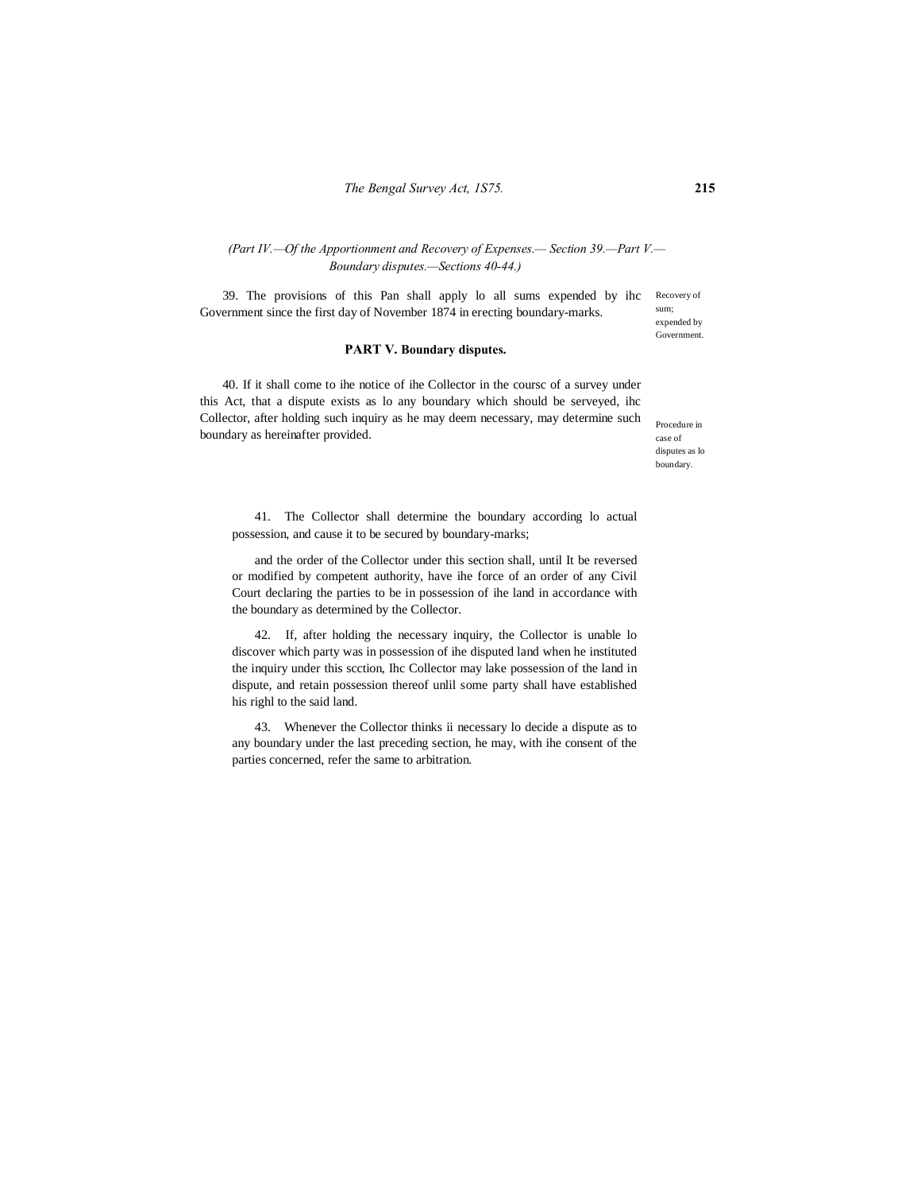*(Part IV.—Of the Apportionment and Recovery of Expenses.— Section 39.—Part V.— Boundary disputes.—Sections 40-44.)*

39. The provisions of this Pan shall apply lo all sums expended by ihc Government since the first day of November 1874 in erecting boundary-marks.

Recovery of sum; expended by Government.

## PART V. Boundary disputes.

40. If it shall come to ihe notice of ihe Collector in the coursc of a survey under this Act, that a dispute exists as lo any boundary which should be serveyed, ihc Collector, after holding such inquiry as he may deem necessary, may determine such boundary as hereinafter provided.

Procedure in case of disputes as lo boundary.

41. The Collector shall determine the boundary according lo actual possession, and cause it to be secured by boundary-marks;

and the order of the Collector under this section shall, until It be reversed or modified by competent authority, have ihe force of an order of any Civil Court declaring the parties to be in possession of ihe land in accordance with the boundary as determined by the Collector.

42. If, after holding the necessary inquiry, the Collector is unable lo discover which party was in possession of ihe disputed land when he instituted the inquiry under this scction, Ihc Collector may lake possession of the land in dispute, and retain possession thereof unlil some party shall have established his righl to the said land.

43. Whenever the Collector thinks ii necessary lo decide a dispute as to any boundary under the last preceding section, he may, with ihe consent of the parties concerned, refer the same to arbitration.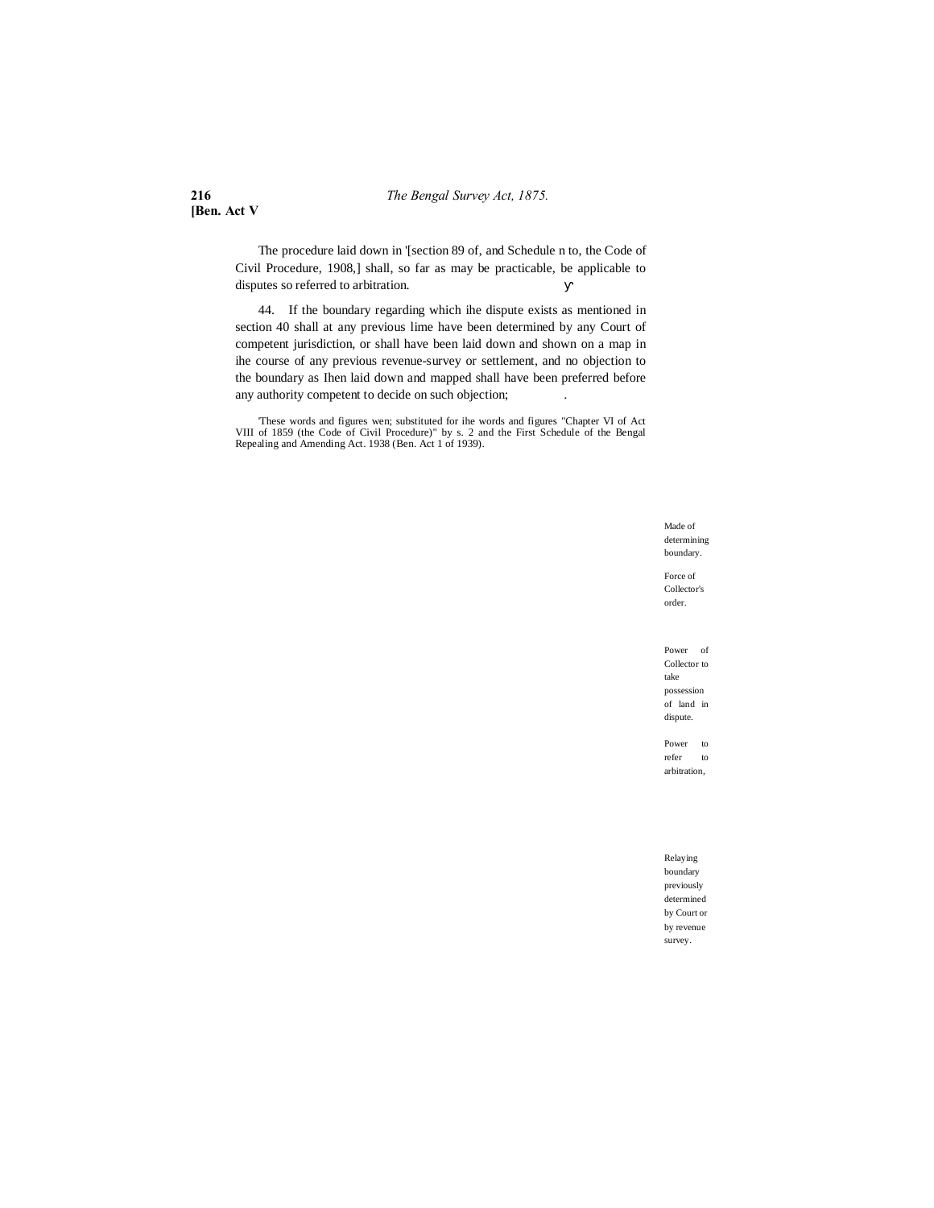The procedure laid down in [1][section 89 of, and Schedule n to, the Code of Civil Procedure, 1908,] shall, so far as may be practicable, be applicable to disputes so referred to arbitration.

44. If the boundary regarding which ihe dispute exists as mentioned in section 40 shall at any previous lime have been determined by any Court of competent jurisdiction, or shall have been laid down and shown on a map in ihe course of any previous revenue-survey or settlement, and no objection to the boundary as Ihen laid down and mapped shall have been preferred before any authority competent to decide on such objection;

[1]These words and figures wen; substituted for ihe words and figures "Chapter VI of Act VIII of 1859 (the Code of Civil Procedure)" by s. 2 and the First Schedule of the Bengal Repealing and Amending Act. 1938 (Ben. Act 1 of 1939).

Made of determining boundary.

Force of Collector's order.

Power of Collector to take possession of land in dispute.

Power to refer to arbitration,

Relaying boundary previously determined by Court or by revenue survey.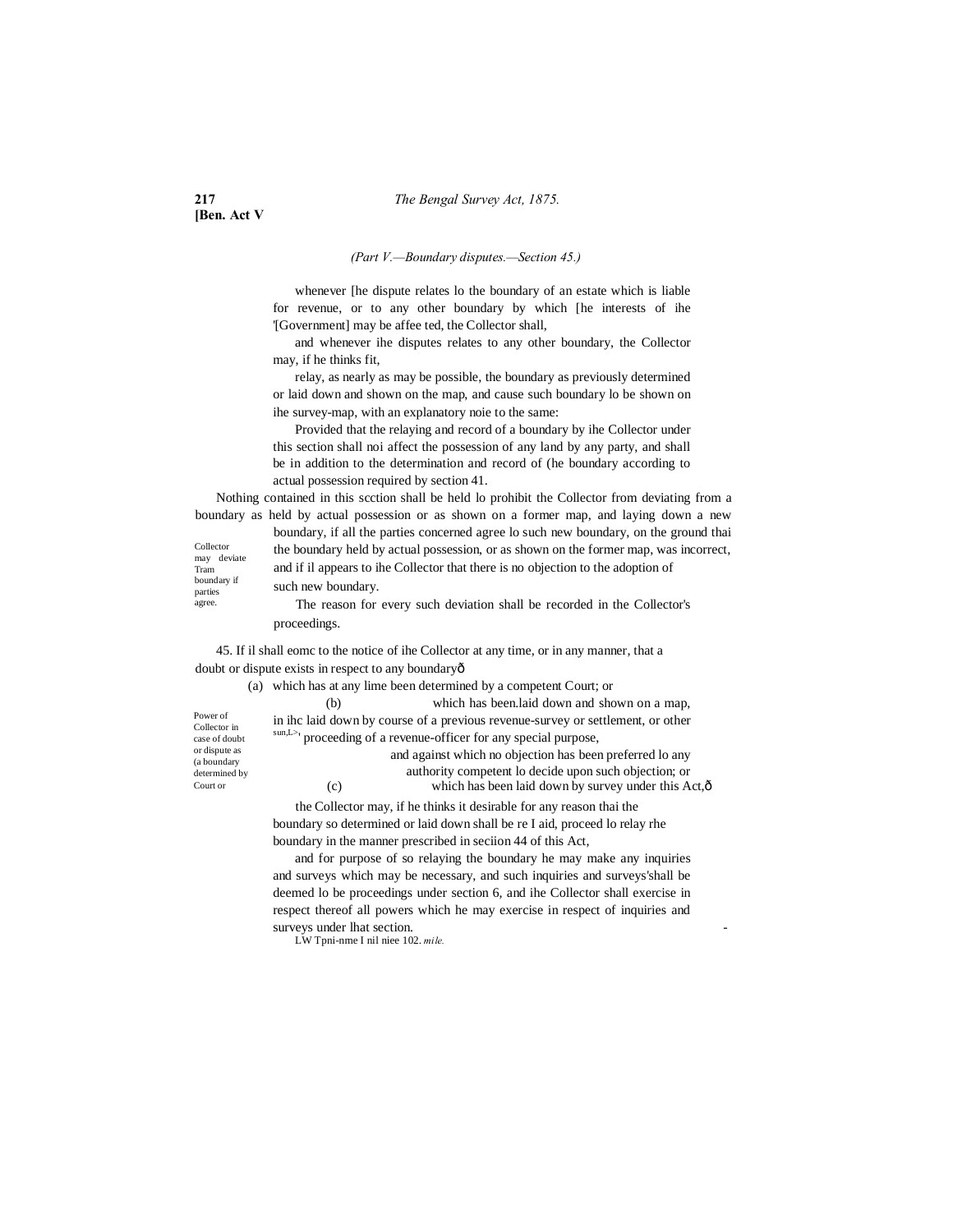*(Part V.—Boundary disputes.—Section 45.)*

whenever [he dispute relates lo the boundary of an estate which is liable for revenue, or to any other boundary by which [he interests of ihe '[Government] may be affee ted, the Collector shall,

and whenever ihe disputes relates to any other boundary, the Collector may, if he thinks fit,

relay, as nearly as may be possible, the boundary as previously determined or laid down and shown on the map, and cause such boundary lo be shown on ihe survey-map, with an explanatory noie to the same:

Provided that the relaying and record of a boundary by ihe Collector under this section shall noi affect the possession of any land by any party, and shall be in addition to the determination and record of (he boundary according to actual possession required by section 41.

Collector may deviate Tram boundary if parties agree.

Nothing contained in this scction shall be held lo prohibit the Collector from deviating from a boundary as held by actual possession or as shown on a former map, and laying down a new boundary, if all the parties concerned agree lo such new boundary, on the ground thai the boundary held by actual possession, or as shown on the former map, was incorrect, and if il appears to ihe Collector that there is no objection to the adoption of such new boundary.

The reason for every such deviation shall be recorded in the Collector's proceedings.

Power of Collector in case of doubt or dispute as (a boundary determined by Court or

45. If il shall eomc to the notice of ihe Collector at any time, or in any manner, that a doubt or dispute exists in respect to any boundaryð

(a) which has at any lime been determined by a competent Court; or

(b) which has been.laid down and shown on a map, in ihc laid down by course of a previous revenue-survey or settlement, or other sun,L>, proceeding of a revenue-officer for any special purpose,

and against which no objection has been preferred lo any authority competent lo decide upon such objection; or

(c) which has been laid down by survey under this Act,ð

the Collector may, if he thinks it desirable for any reason thai the boundary so determined or laid down shall be re I aid, proceed lo relay rhe boundary in the manner prescribed in seciion 44 of this Act,

and for purpose of so relaying the boundary he may make any inquiries and surveys which may be necessary, and such inquiries and surveys'shall be deemed lo be proceedings under section 6, and ihe Collector shall exercise in respect thereof all powers which he may exercise in respect of inquiries and surveys under lhat section.

LW Tpni-nme I nil niee 102. *mile.*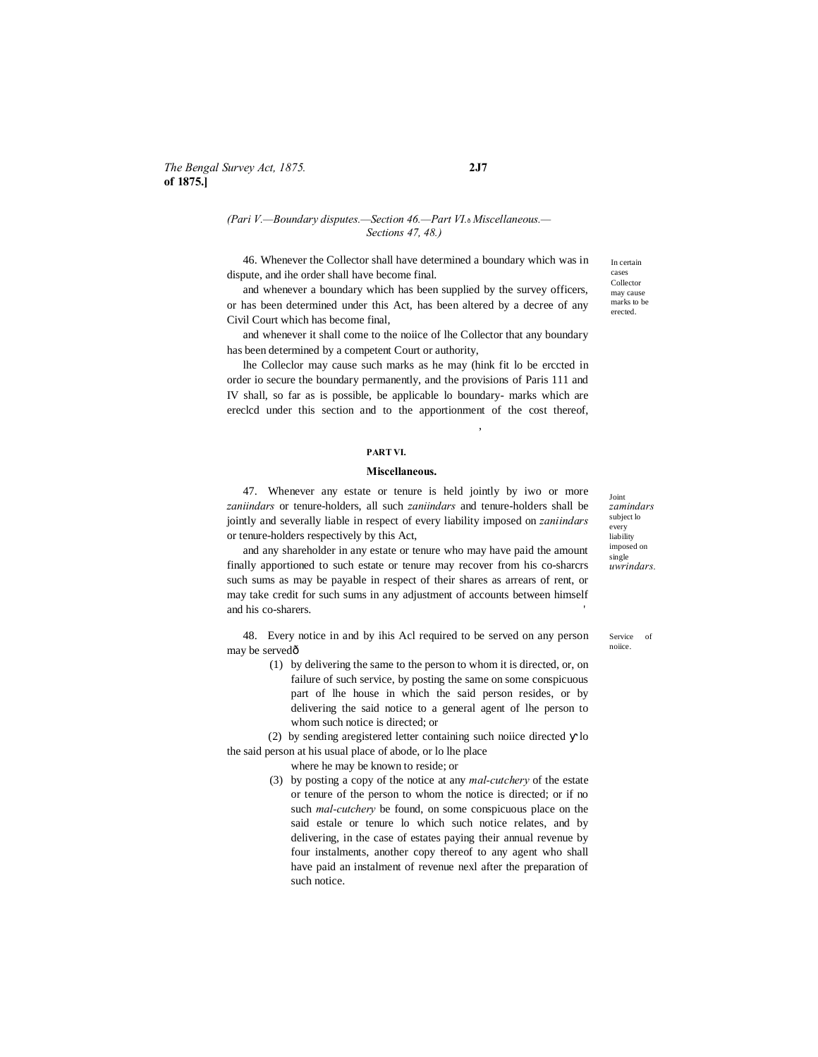(Pari V.—Boundary disputes.—Section 46.—Part VI. Miscellaneous.— Sections 47, 48.)

*In certain cases Collector may cause marks to be erected.*

46. Whenever the Collector shall have determined a boundary which was in dispute, and ihe order shall have become final.

and whenever a boundary which has been supplied by the survey officers, or has been determined under this Act, has been altered by a decree of any Civil Court which has become final,

and whenever it shall come to the noiice of lhe Collector that any boundary has been determined by a competent Court or authority,

lhe Colleclor may cause such marks as he may (hink fit lo be erccted in order io secure the boundary permanently, and the provisions of Paris 111 and IV shall, so far as is possible, be applicable lo boundary- marks which are ereclcd under this section and to the apportionment of the cost thereof,

### PART VI.

### Miscellaneous.

*Joint zamindars subject lo every liability imposed on single uwrindars.*

47. Whenever any estate or tenure is held jointly by iwo or more *zaniindars* or tenure-holders, all such *zaniindars* and tenure-holders shall be jointly and severally liable in respect of every liability imposed on *zaniindars* or tenure-holders respectively by this Act,

and any shareholder in any estate or tenure who may have paid the amount finally apportioned to such estate or tenure may recover from his co-sharcrs such sums as may be payable in respect of their shares as arrears of rent, or may take credit for such sums in any adjustment of accounts between himself and his co-sharers.

*Service of noiice.*

48. Every notice in and by ihis Acl required to be served on any person may be served—

(1) by delivering the same to the person to whom it is directed, or, on failure of such service, by posting the same on some conspicuous part of lhe house in which the said person resides, or by delivering the said notice to a general agent of lhe person to whom such notice is directed; or

(2) by sending aregistered letter containing such noiice directed lo the said person at his usual place of abode, or lo lhe place where he may be known to reside; or

(3) by posting a copy of the notice at any *mal-cutchery* of the estate or tenure of the person to whom the notice is directed; or if no such *mal-cutchery* be found, on some conspicuous place on the said estale or tenure lo which such notice relates, and by delivering, in the case of estates paying their annual revenue by four instalments, another copy thereof to any agent who shall have paid an instalment of revenue nexl after the preparation of such notice.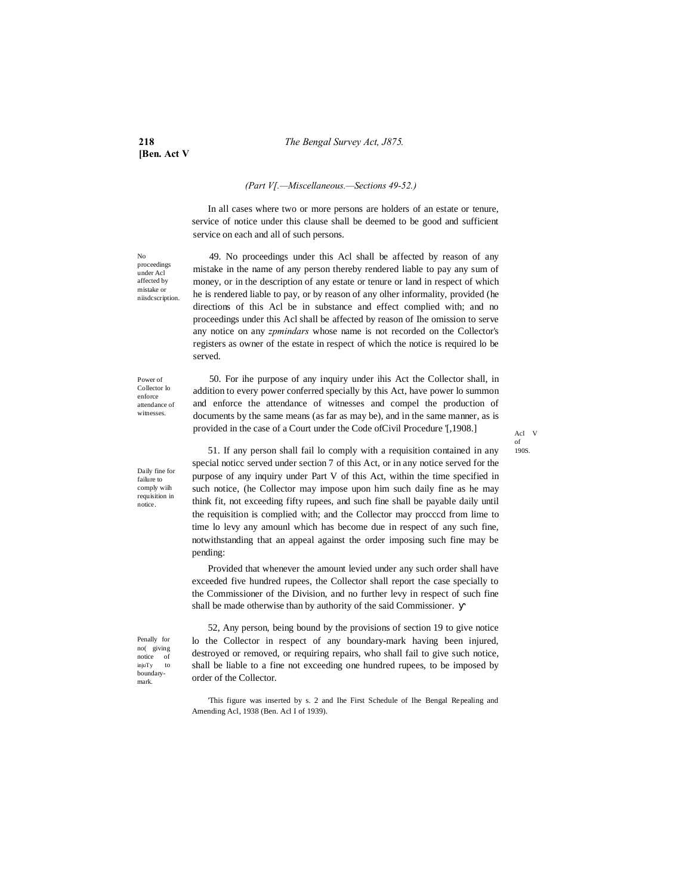*(Part V[.—Miscellaneous.—Sections 49-52.)*

In all cases where two or more persons are holders of an estate or tenure, service of notice under this clause shall be deemed to be good and sufficient service on each and all of such persons.

No proceedings under Acl affected by mistake or niisdcscription.

49. No proceedings under this Acl shall be affected by reason of any mistake in the name of any person thereby rendered liable to pay any sum of money, or in the description of any estate or tenure or land in respect of which he is rendered liable to pay, or by reason of any olher informality, provided (he directions of this Acl be in substance and effect complied with; and no proceedings under this Acl shall be affected by reason of Ihe omission to serve any notice on any *zpmindars* whose name is not recorded on the Collector's registers as owner of the estate in respect of which the notice is required lo be served.

Power of Collector lo enforce attendance of witnesses.

50. For ihe purpose of any inquiry under ihis Act the Collector shall, in addition to every power conferred specially by this Act, have power lo summon and enforce the attendance of witnesses and compel the production of documents by the same means (as far as may be), and in the same manner, as is provided in the case of a Court under the Code ofCivil Procedure '[,1908.]

Acl V of 190S.

Daily fine for failure to comply wiih requisition in notice.

51. If any person shall fail lo comply with a requisition contained in any special noticc served under section 7 of this Act, or in any notice served for the purpose of any inquiry under Part V of this Act, within the time specified in such notice, (he Collector may impose upon him such daily fine as he may think fit, not exceeding fifty rupees, and such fine shall be payable daily until the requisition is complied with; and the Collector may procccd from lime to time lo levy any amounl which has become due in respect of any such fine, notwithstanding that an appeal against the order imposing such fine may be pending:

Provided that whenever the amount levied under any such order shall have exceeded five hundred rupees, the Collector shall report the case specially to the Commissioner of the Division, and no further levy in respect of such fine shall be made otherwise than by authority of the said Commissioner.

Penally for no( giving notice of injuTy to boundary-mark.

52, Any person, being bound by the provisions of section 19 to give notice lo the Collector in respect of any boundary-mark having been injured, destroyed or removed, or requiring repairs, who shall fail to give such notice, shall be liable to a fine not exceeding one hundred rupees, to be imposed by order of the Collector.

'This figure was inserted by s. 2 and Ihe First Schedule of Ihe Bengal Repealing and Amending Acl, 1938 (Ben. Acl I of 1939).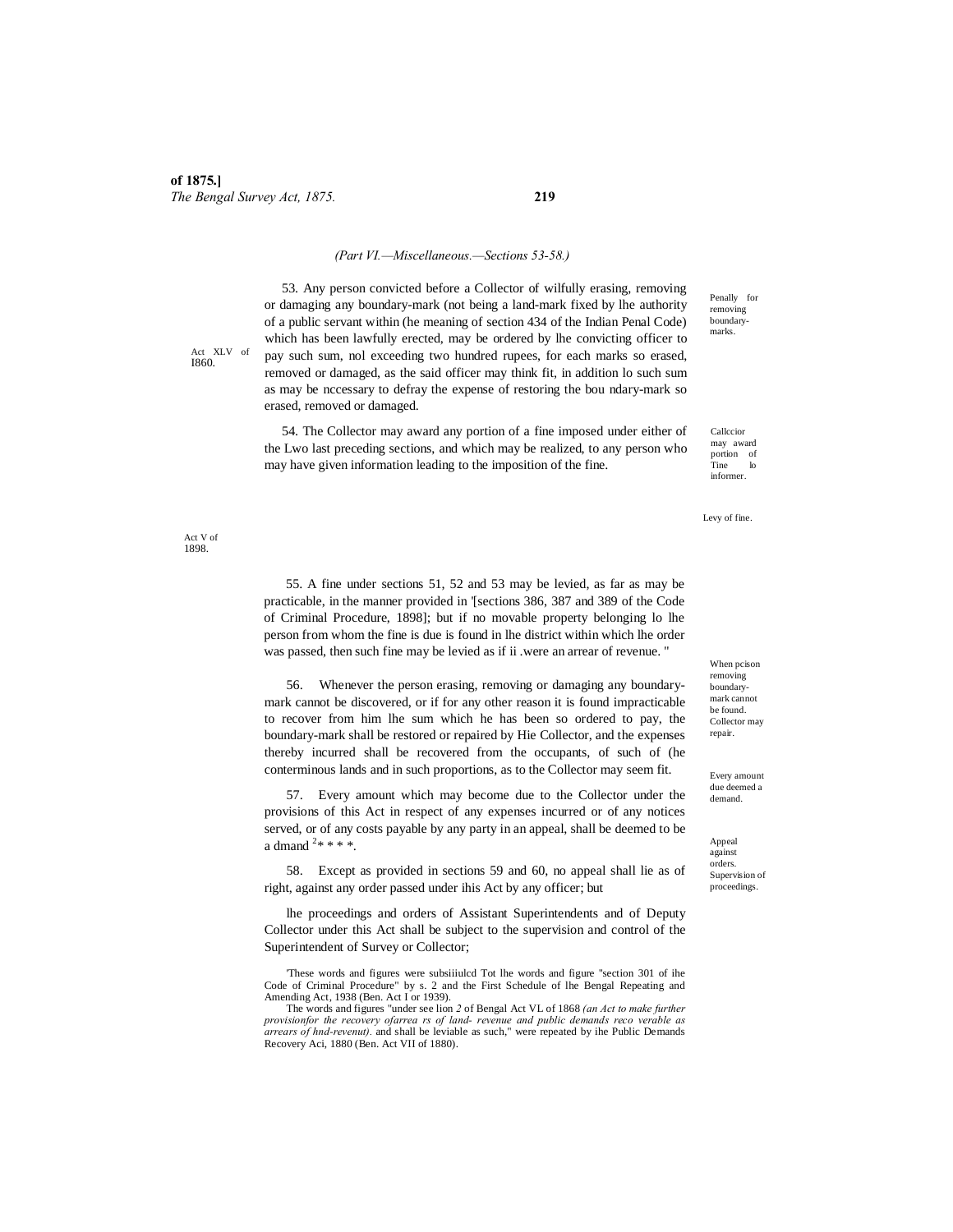*(Part VI.—Miscellaneous.—Sections 53-58.)*

Penally for removing boundary-marks.

53. Any person convicted before a Collector of wilfully erasing, removing or damaging any boundary-mark (not being a land-mark fixed by lhe authority of a public servant within (he meaning of section 434 of the Indian Penal Code) which has been lawfully erected, may be ordered by lhe convicting officer to pay such sum, nol exceeding two hundred rupees, for each marks so erased, removed or damaged, as the said officer may think fit, in addition lo such sum as may be nccessary to defray the expense of restoring the bou ndary-mark so erased, removed or damaged.

Act XLV of I860.

Callccior may award portion of Tine lo informer.

54. The Collector may award any portion of a fine imposed under either of the Lwo last preceding sections, and which may be realized, to any person who may have given information leading to the imposition of the fine.

Levy of fine.

Act V of 1898.

55. A fine under sections 51, 52 and 53 may be levied, as far as may be practicable, in the manner provided in [1][sections 386, 387 and 389 of the Code of Criminal Procedure, 1898]; but if no movable property belonging lo lhe person from whom the fine is due is found in lhe district within which lhe order was passed, then such fine may be levied as if ii .were an arrear of revenue. "

When pcison removing boundary-mark cannot be found. Collector may repair.

56. Whenever the person erasing, removing or damaging any boundary-mark cannot be discovered, or if for any other reason it is found impracticable to recover from him lhe sum which he has been so ordered to pay, the boundary-mark shall be restored or repaired by Hie Collector, and the expenses thereby incurred shall be recovered from the occupants, of such of (he conterminous lands and in such proportions, as to the Collector may seem fit.

Every amount due deemed a demand.

57. Every amount which may become due to the Collector under the provisions of this Act in respect of any expenses incurred or of any notices served, or of any costs payable by any party in an appeal, shall be deemed to be a dmand [2]* * * *.

Appeal against orders. Supervision of proceedings.

58. Except as provided in sections 59 and 60, no appeal shall lie as of right, against any order passed under ihis Act by any officer; but

lhe proceedings and orders of Assistant Superintendents and of Deputy Collector under this Act shall be subject to the supervision and control of the Superintendent of Survey or Collector;

[1] These words and figures were subsiiiulcd Tot lhe words and figure "section 301 of ihe Code of Criminal Procedure" by s. 2 and the First Schedule of lhe Bengal Repeating and Amending Act, 1938 (Ben. Act I or 1939).

[2] The words and figures "under see lion *2* of Bengal Act VL of 1868 *(an Act to make further provisionfor the recovery ofarrea rs of land- revenue and public demands reco verable as arrears of hnd-revenut).* and shall be leviable as such," were repeated by ihe Public Demands Recovery Aci, 1880 (Ben. Act VII of 1880).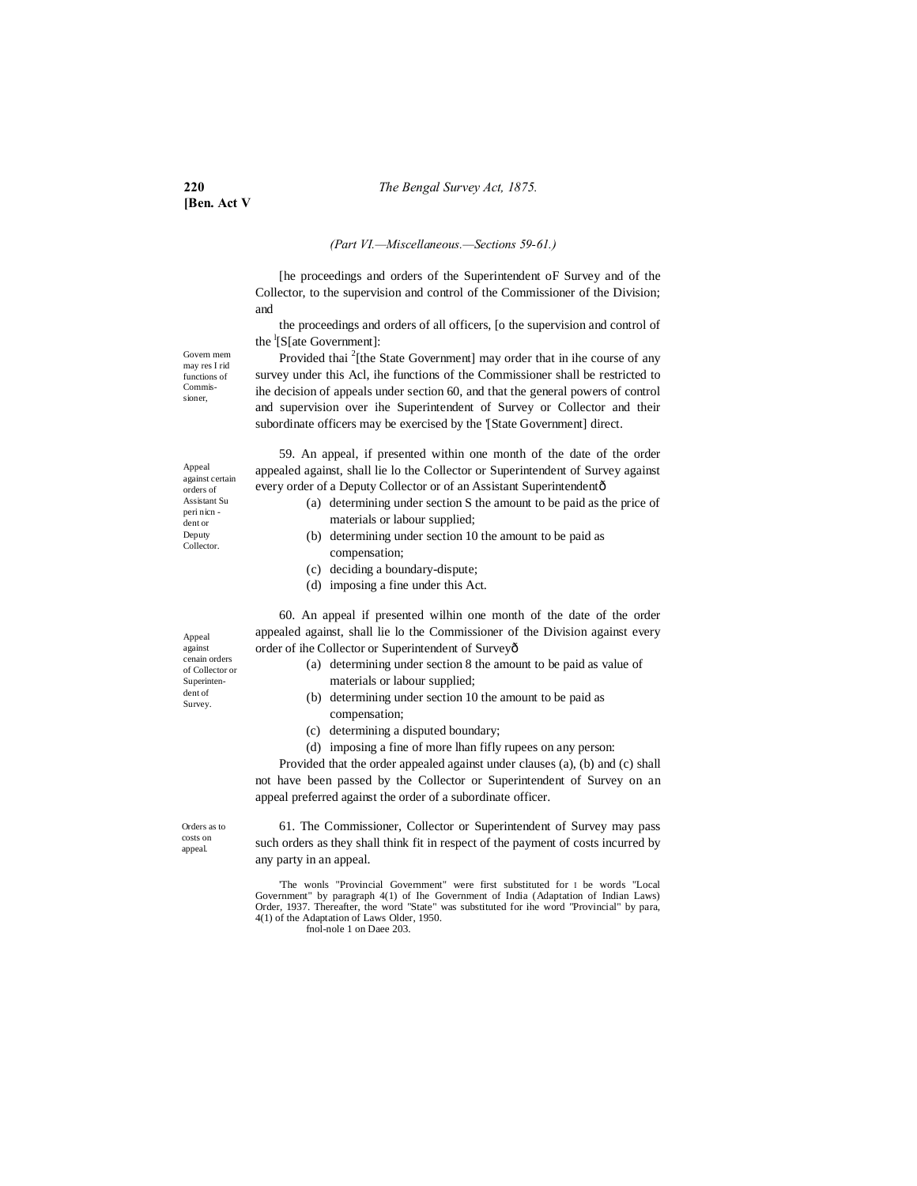*(Part VI.—Miscellaneous.—Sections 59-61.)*

[he proceedings and orders of the Superintendent oF Survey and of the Collector, to the supervision and control of the Commissioner of the Division; and

the proceedings and orders of all officers, [o the supervision and control of the [1][S[ate Government]:

Govern mem may res I rid functions of Commis-sioner,

Provided thai [2][the State Government] may order that in ihe course of any survey under this Acl, ihe functions of the Commissioner shall be restricted to ihe decision of appeals under section 60, and that the general powers of control and supervision over ihe Superintendent of Survey or Collector and their subordinate officers may be exercised by the '[State Government] direct.

Appeal against certain orders of Assistant Su peri nicn - dent or Deputy Collector.

59. An appeal, if presented within one month of the date of the order appealed against, shall lie lo the Collector or Superintendent of Survey against every order of a Deputy Collector or of an Assistant Superintendentô

(a) determining under section S the amount to be paid as the price of materials or labour supplied;

(b) determining under section 10 the amount to be paid as compensation;

(c) deciding a boundary-dispute;

(d) imposing a fine under this Act.

Appeal against cenain orders of Collector or Superinten-dent of Survey.

60. An appeal if presented wilhin one month of the date of the order appealed against, shall lie lo the Commissioner of the Division against every order of ihe Collector or Superintendent of Surveyô

(a) determining under section 8 the amount to be paid as value of materials or labour supplied;

(b) determining under section 10 the amount to be paid as compensation;

(c) determining a disputed boundary;

(d) imposing a fine of more lhan fifly rupees on any person:

Provided that the order appealed against under clauses (a), (b) and (c) shall not have been passed by the Collector or Superintendent of Survey on an appeal preferred against the order of a subordinate officer.

Orders as to costs on appeal.

61. The Commissioner, Collector or Superintendent of Survey may pass such orders as they shall think fit in respect of the payment of costs incurred by any party in an appeal.

'The wonls "Provincial Government" were first substituted for I be words "Local Government" by paragraph 4(1) of Ihe Government of India (Adaptation of Indian Laws) Order, 1937. Thereafter, the word "State" was substituted for ihe word "Provincial" by para, 4(1) of the Adaptation of Laws Older, 1950.

fnol-nole 1 on Daee 203.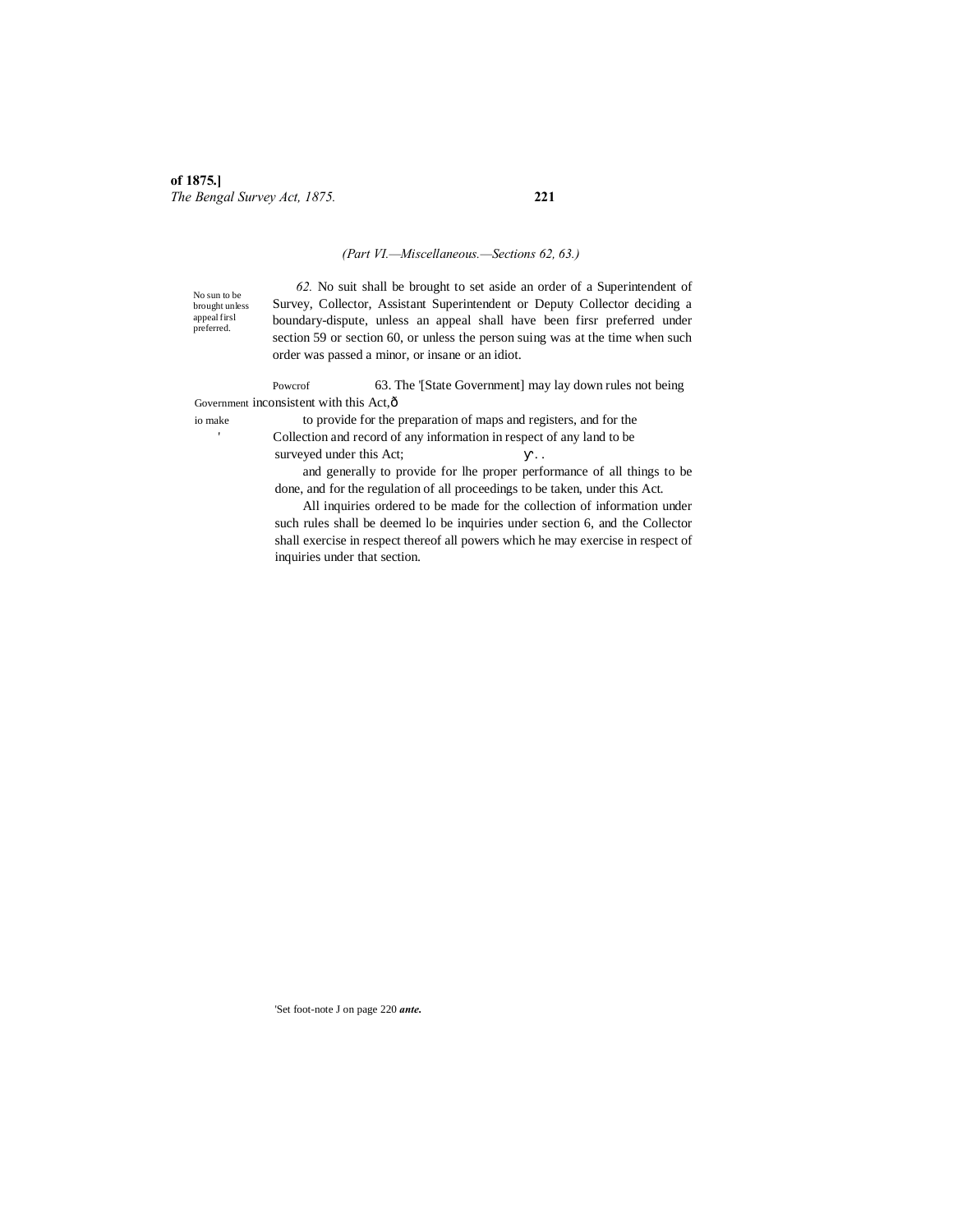(Part VI.—Miscellaneous.—Sections 62, 63.)

No sun to be brought unless appeal firsl preferred.

*62.* No suit shall be brought to set aside an order of a Superintendent of Survey, Collector, Assistant Superintendent or Deputy Collector deciding a boundary-dispute, unless an appeal shall have been firsr preferred under section 59 or section 60, or unless the person suing was at the time when such order was passed a minor, or insane or an idiot.

Powcrof Government io make

63. The '[State Government] may lay down rules not being inconsistent with this Act,—

to provide for the preparation of maps and registers, and for the Collection and record of any information in respect of any land to be surveyed under this Act;

and generally to provide for lhe proper performance of all things to be done, and for the regulation of all proceedings to be taken, under this Act.

All inquiries ordered to be made for the collection of information under such rules shall be deemed lo be inquiries under section 6, and the Collector shall exercise in respect thereof all powers which he may exercise in respect of inquiries under that section.

'Set foot-note J on page 220 ***ante.***